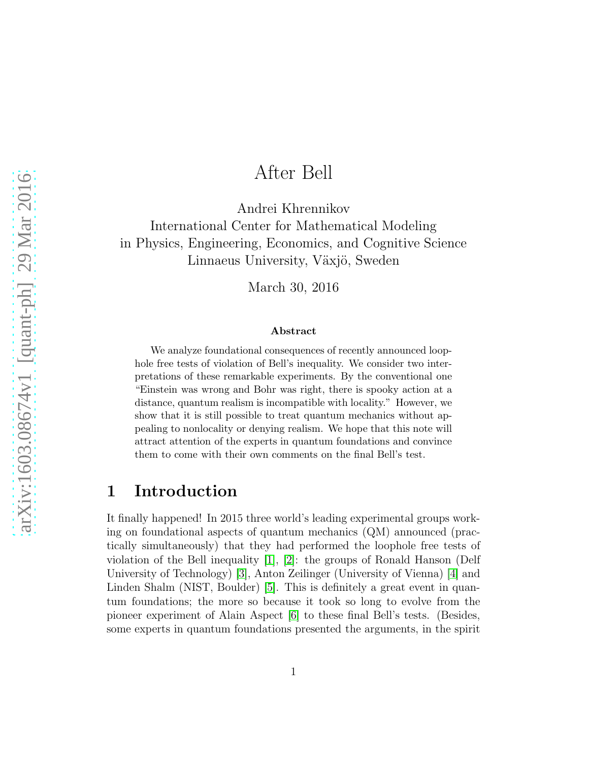# After Bell

Andrei Khrennikov
International Center for Mathematical Modeling
in Physics, Engineering, Economics, and Cognitive Science
Linnaeus University, Växjö, Sweden

March 30, 2016

### Abstract

We analyze foundational consequences of recently announced loophole free tests of violation of Bell's inequality. We consider two interpretations of these remarkable experiments. By the conventional one "Einstein was wrong and Bohr was right, there is spooky action at a distance, quantum realism is incompatible with locality." However, we show that it is still possible to treat quantum mechanics without appealing to nonlocality or denying realism. We hope that this note will attract attention of the experts in quantum foundations and convince them to come with their own comments on the final Bell's test.

## 1 Introduction

It finally happened! In 2015 three world's leading experimental groups working on foundational aspects of quantum mechanics (QM) announced (practically simultaneously) that they had performed the loophole free tests of violation of the Bell inequality [1], [2]: the groups of Ronald Hanson (Delf University of Technology) [3], Anton Zeilinger (University of Vienna) [4] and Linden Shalm (NIST, Boulder) [5]. This is definitely a great event in quantum foundations; the more so because it took so long to evolve from the pioneer experiment of Alain Aspect [6] to these final Bell's tests. (Besides, some experts in quantum foundations presented the arguments, in the spirit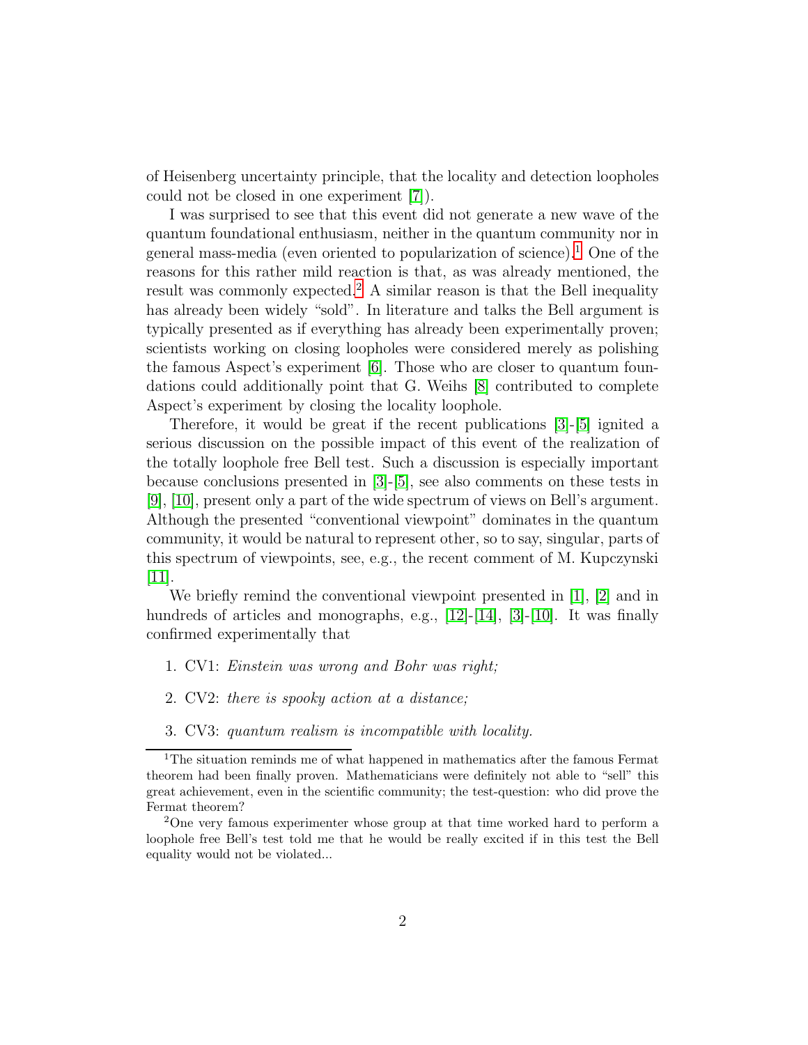of Heisenberg uncertainty principle, that the locality and detection loopholes could not be closed in one experiment [7]).

I was surprised to see that this event did not generate a new wave of the quantum foundational enthusiasm, neither in the quantum community nor in general mass-media (even oriented to popularization of science).[1] One of the reasons for this rather mild reaction is that, as was already mentioned, the result was commonly expected.[2] A similar reason is that the Bell inequality has already been widely "sold". In literature and talks the Bell argument is typically presented as if everything has already been experimentally proven; scientists working on closing loopholes were considered merely as polishing the famous Aspect's experiment [6]. Those who are closer to quantum foundations could additionally point that G. Weihs [8] contributed to complete Aspect's experiment by closing the locality loophole.

Therefore, it would be great if the recent publications [3]-[5] ignited a serious discussion on the possible impact of this event of the realization of the totally loophole free Bell test. Such a discussion is especially important because conclusions presented in [3]-[5], see also comments on these tests in [9], [10], present only a part of the wide spectrum of views on Bell's argument. Although the presented "conventional viewpoint" dominates in the quantum community, it would be natural to represent other, so to say, singular, parts of this spectrum of viewpoints, see, e.g., the recent comment of M. Kupczynski [11].

We briefly remind the conventional viewpoint presented in [1], [2] and in hundreds of articles and monographs, e.g., [12]-[14], [3]-[10]. It was finally confirmed experimentally that

1. CV1: *Einstein was wrong and Bohr was right;*
2. CV2: *there is spooky action at a distance;*
3. CV3: *quantum realism is incompatible with locality.*

[1] The situation reminds me of what happened in mathematics after the famous Fermat theorem had been finally proven. Mathematicians were definitely not able to "sell" this great achievement, even in the scientific community; the test-question: who did prove the Fermat theorem?

[2] One very famous experimenter whose group at that time worked hard to perform a loophole free Bell's test told me that he would be really excited if in this test the Bell equality would not be violated...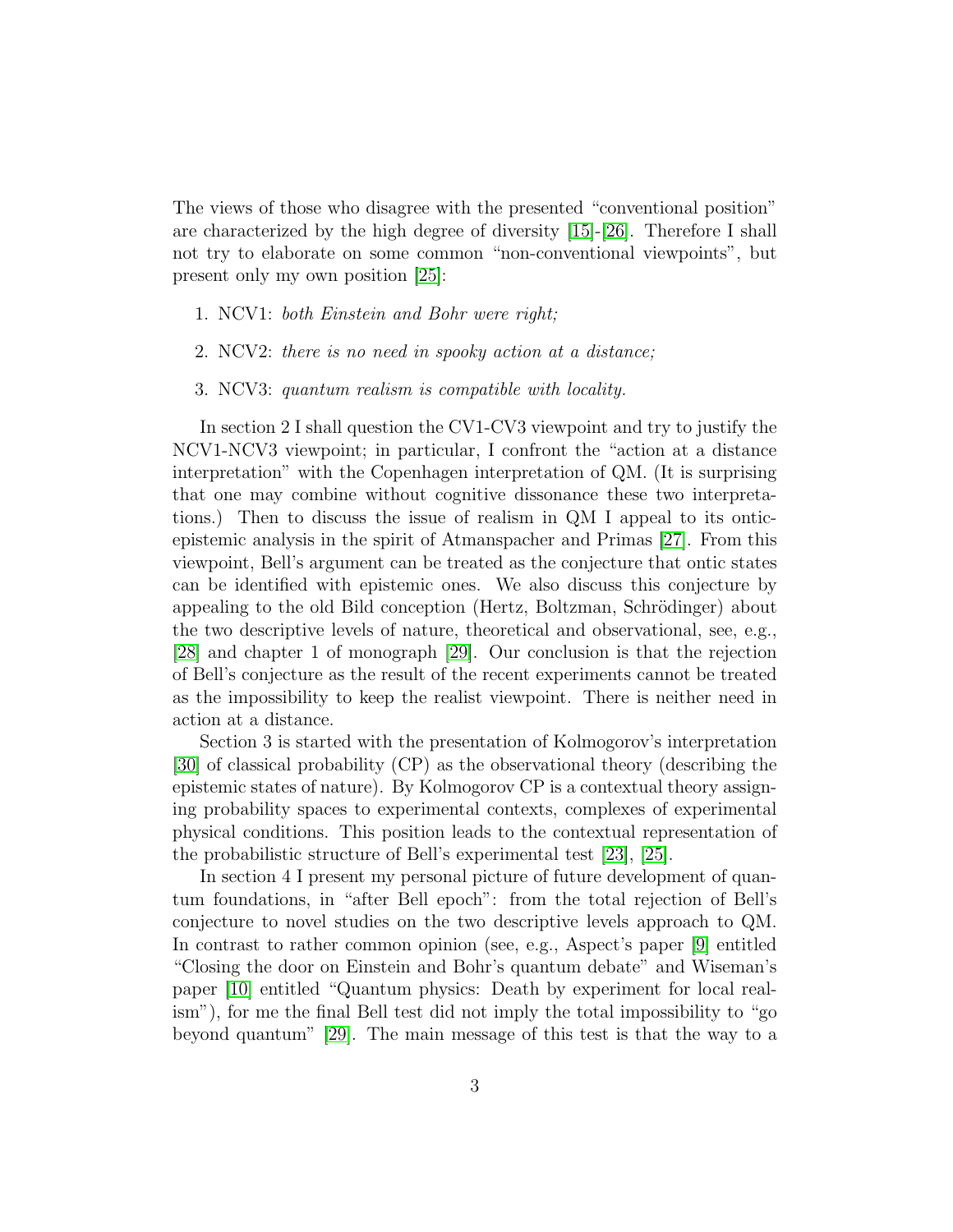The views of those who disagree with the presented "conventional position" are characterized by the high degree of diversity [15]-[26]. Therefore I shall not try to elaborate on some common "non-conventional viewpoints", but present only my own position [25]:

1. NCV1: *both Einstein and Bohr were right;*
2. NCV2: *there is no need in spooky action at a distance;*
3. NCV3: *quantum realism is compatible with locality.*

In section 2 I shall question the CV1-CV3 viewpoint and try to justify the NCV1-NCV3 viewpoint; in particular, I confront the "action at a distance interpretation" with the Copenhagen interpretation of QM. (It is surprising that one may combine without cognitive dissonance these two interpretations.) Then to discuss the issue of realism in QM I appeal to its ontic-epistemic analysis in the spirit of Atmanspacher and Primas [27]. From this viewpoint, Bell's argument can be treated as the conjecture that ontic states can be identified with epistemic ones. We also discuss this conjecture by appealing to the old Bild conception (Hertz, Boltzman, Schrödinger) about the two descriptive levels of nature, theoretical and observational, see, e.g., [28] and chapter 1 of monograph [29]. Our conclusion is that the rejection of Bell's conjecture as the result of the recent experiments cannot be treated as the impossibility to keep the realist viewpoint. There is neither need in action at a distance.

Section 3 is started with the presentation of Kolmogorov's interpretation [30] of classical probability (CP) as the observational theory (describing the epistemic states of nature). By Kolmogorov CP is a contextual theory assigning probability spaces to experimental contexts, complexes of experimental physical conditions. This position leads to the contextual representation of the probabilistic structure of Bell's experimental test [23], [25].

In section 4 I present my personal picture of future development of quantum foundations, in "after Bell epoch": from the total rejection of Bell's conjecture to novel studies on the two descriptive levels approach to QM. In contrast to rather common opinion (see, e.g., Aspect's paper [9] entitled "Closing the door on Einstein and Bohr's quantum debate" and Wiseman's paper [10] entitled "Quantum physics: Death by experiment for local realism"), for me the final Bell test did not imply the total impossibility to "go beyond quantum" [29]. The main message of this test is that the way to a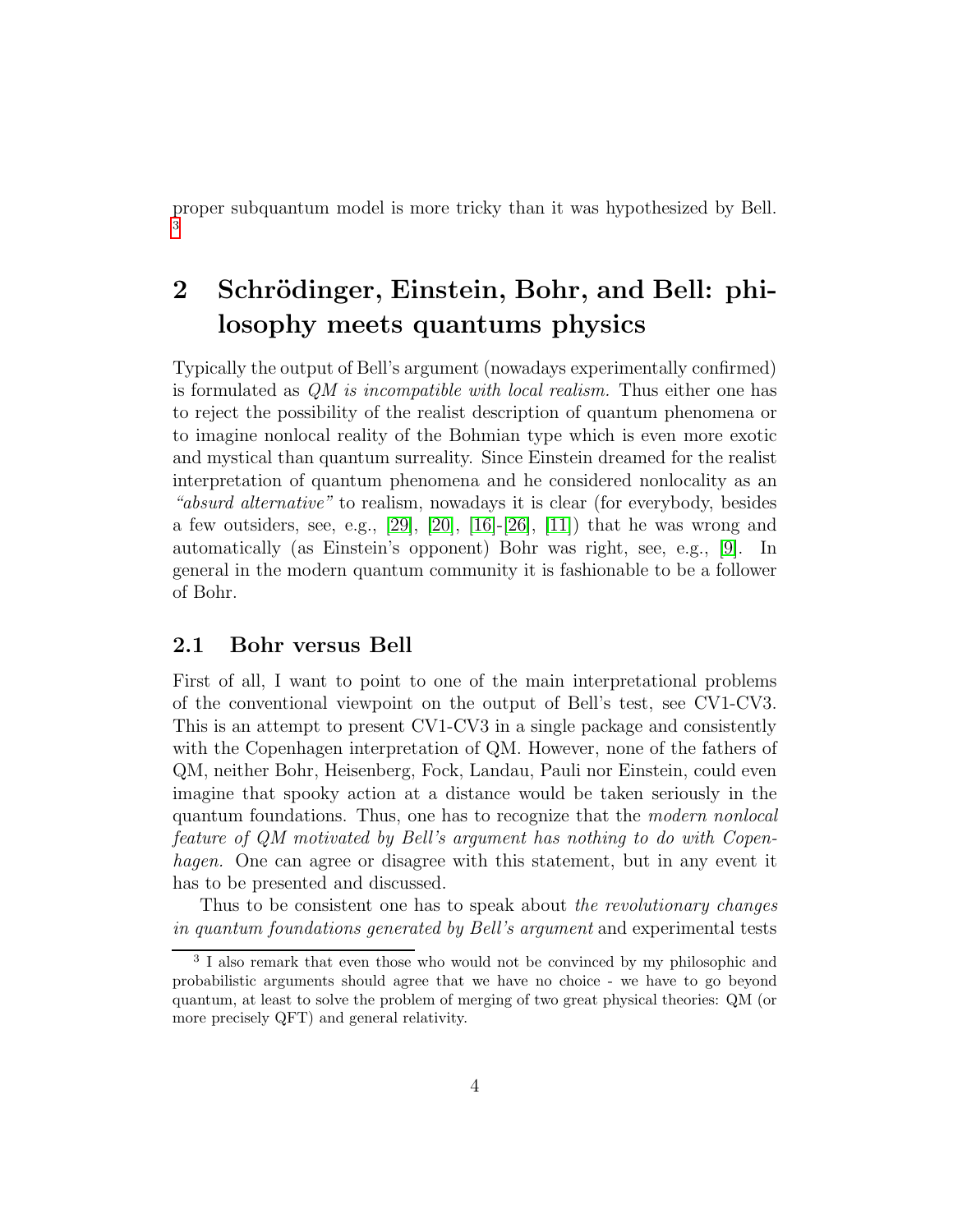proper subquantum model is more tricky than it was hypothesized by Bell. [3]

## 2 Schrödinger, Einstein, Bohr, and Bell: philosophy meets quantums physics

Typically the output of Bell's argument (nowadays experimentally confirmed) is formulated as *QM is incompatible with local realism.* Thus either one has to reject the possibility of the realist description of quantum phenomena or to imagine nonlocal reality of the Bohmian type which is even more exotic and mystical than quantum surreality. Since Einstein dreamed for the realist interpretation of quantum phenomena and he considered nonlocality as an *"absurd alternative"* to realism, nowadays it is clear (for everybody, besides a few outsiders, see, e.g., [29], [20], [16]-[26], [11]) that he was wrong and automatically (as Einstein's opponent) Bohr was right, see, e.g., [9]. In general in the modern quantum community it is fashionable to be a follower of Bohr.

### 2.1 Bohr versus Bell

First of all, I want to point to one of the main interpretational problems of the conventional viewpoint on the output of Bell's test, see CV1-CV3. This is an attempt to present CV1-CV3 in a single package and consistently with the Copenhagen interpretation of QM. However, none of the fathers of QM, neither Bohr, Heisenberg, Fock, Landau, Pauli nor Einstein, could even imagine that spooky action at a distance would be taken seriously in the quantum foundations. Thus, one has to recognize that the *modern nonlocal feature of QM motivated by Bell's argument has nothing to do with Copenhagen.* One can agree or disagree with this statement, but in any event it has to be presented and discussed.

Thus to be consistent one has to speak about *the revolutionary changes in quantum foundations generated by Bell's argument* and experimental tests

[3] I also remark that even those who would not be convinced by my philosophic and probabilistic arguments should agree that we have no choice - we have to go beyond quantum, at least to solve the problem of merging of two great physical theories: QM (or more precisely QFT) and general relativity.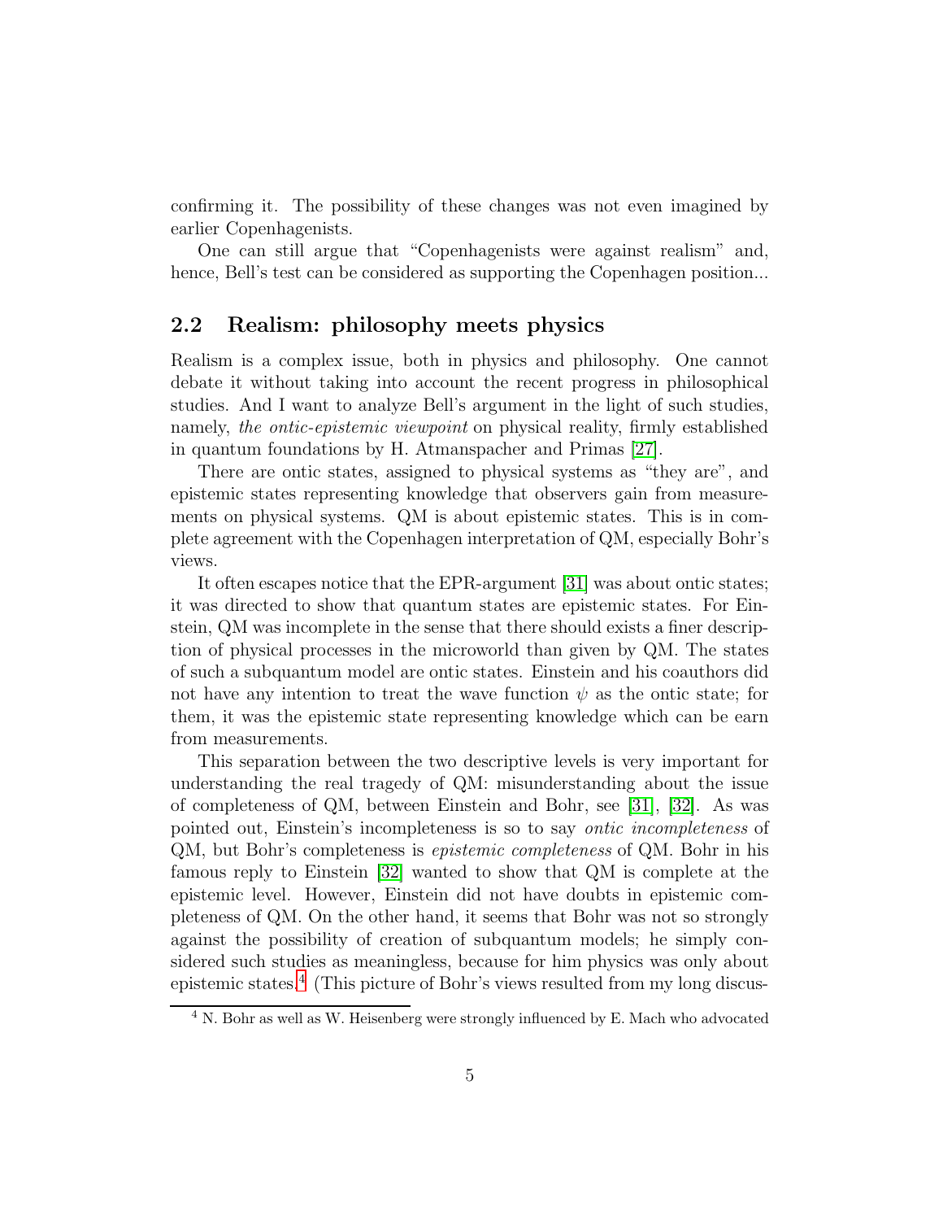confirming it. The possibility of these changes was not even imagined by earlier Copenhagenists.

One can still argue that "Copenhagenists were against realism" and, hence, Bell's test can be considered as supporting the Copenhagen position...

## 2.2 Realism: philosophy meets physics

Realism is a complex issue, both in physics and philosophy. One cannot debate it without taking into account the recent progress in philosophical studies. And I want to analyze Bell's argument in the light of such studies, namely, *the ontic-epistemic viewpoint* on physical reality, firmly established in quantum foundations by H. Atmanspacher and Primas [27].

There are ontic states, assigned to physical systems as "they are", and epistemic states representing knowledge that observers gain from measurements on physical systems. QM is about epistemic states. This is in complete agreement with the Copenhagen interpretation of QM, especially Bohr's views.

It often escapes notice that the EPR-argument [31] was about ontic states; it was directed to show that quantum states are epistemic states. For Einstein, QM was incomplete in the sense that there should exists a finer description of physical processes in the microworld than given by QM. The states of such a subquantum model are ontic states. Einstein and his coauthors did not have any intention to treat the wave function $\psi$ as the ontic state; for them, it was the epistemic state representing knowledge which can be earn from measurements.

This separation between the two descriptive levels is very important for understanding the real tragedy of QM: misunderstanding about the issue of completeness of QM, between Einstein and Bohr, see [31], [32]. As was pointed out, Einstein's incompleteness is so to say *ontic incompleteness* of QM, but Bohr's completeness is *epistemic completeness* of QM. Bohr in his famous reply to Einstein [32] wanted to show that QM is complete at the epistemic level. However, Einstein did not have doubts in epistemic completeness of QM. On the other hand, it seems that Bohr was not so strongly against the possibility of creation of subquantum models; he simply considered such studies as meaningless, because for him physics was only about epistemic states.[4] (This picture of Bohr's views resulted from my long discus-

[4] N. Bohr as well as W. Heisenberg were strongly influenced by E. Mach who advocated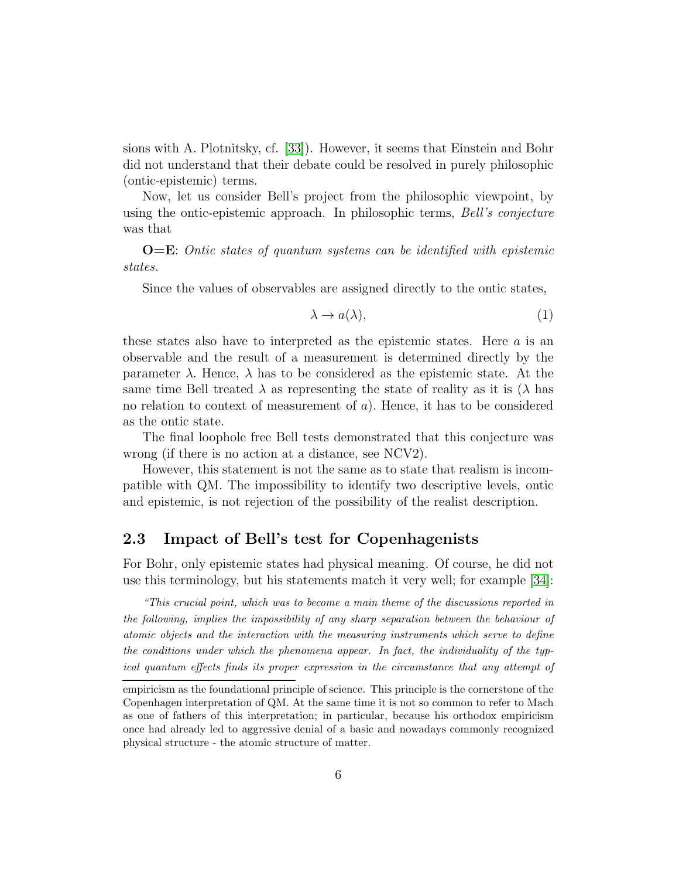sions with A. Plotnitsky, cf. [33]). However, it seems that Einstein and Bohr did not understand that their debate could be resolved in purely philosophic (ontic-epistemic) terms.

Now, let us consider Bell's project from the philosophic viewpoint, by using the ontic-epistemic approach. In philosophic terms, *Bell's conjecture* was that

**O=E**: *Ontic states of quantum systems can be identified with epistemic states.*

Since the values of observables are assigned directly to the ontic states,

$$\lambda \to a(\lambda), \tag{1}$$

these states also have to interpreted as the epistemic states. Here $a$ is an observable and the result of a measurement is determined directly by the parameter $\lambda$. Hence, $\lambda$ has to be considered as the epistemic state. At the same time Bell treated $\lambda$ as representing the state of reality as it is ($\lambda$ has no relation to context of measurement of $a$). Hence, it has to be considered as the ontic state.

The final loophole free Bell tests demonstrated that this conjecture was wrong (if there is no action at a distance, see NCV2).

However, this statement is not the same as to state that realism is incompatible with QM. The impossibility to identify two descriptive levels, ontic and epistemic, is not rejection of the possibility of the realist description.

## 2.3 Impact of Bell's test for Copenhagenists

For Bohr, only epistemic states had physical meaning. Of course, he did not use this terminology, but his statements match it very well; for example [34]:

*"This crucial point, which was to become a main theme of the discussions reported in the following, implies the impossibility of any sharp separation between the behaviour of atomic objects and the interaction with the measuring instruments which serve to define the conditions under which the phenomena appear. In fact, the individuality of the typical quantum effects finds its proper expression in the circumstance that any attempt of*

empiricism as the foundational principle of science. This principle is the cornerstone of the Copenhagen interpretation of QM. At the same time it is not so common to refer to Mach as one of fathers of this interpretation; in particular, because his orthodox empiricism once had already led to aggressive denial of a basic and nowadays commonly recognized physical structure - the atomic structure of matter.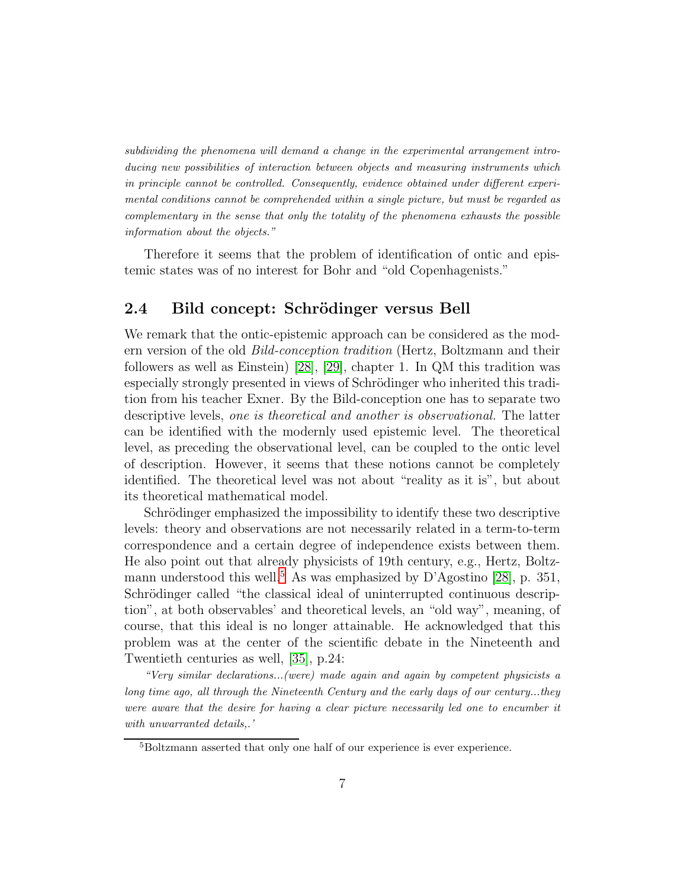*subdividing the phenomena will demand a change in the experimental arrangement introducing new possibilities of interaction between objects and measuring instruments which in principle cannot be controlled. Consequently, evidence obtained under different experimental conditions cannot be comprehended within a single picture, but must be regarded as complementary in the sense that only the totality of the phenomena exhausts the possible information about the objects."*

Therefore it seems that the problem of identification of ontic and epistemic states was of no interest for Bohr and "old Copenhagenists."

## 2.4 Bild concept: Schrödinger versus Bell

We remark that the ontic-epistemic approach can be considered as the modern version of the old *Bild-conception tradition* (Hertz, Boltzmann and their followers as well as Einstein) [28], [29], chapter 1. In QM this tradition was especially strongly presented in views of Schrödinger who inherited this tradition from his teacher Exner. By the Bild-conception one has to separate two descriptive levels, *one is theoretical and another is observational.* The latter can be identified with the modernly used epistemic level. The theoretical level, as preceding the observational level, can be coupled to the ontic level of description. However, it seems that these notions cannot be completely identified. The theoretical level was not about "reality as it is", but about its theoretical mathematical model.

Schrödinger emphasized the impossibility to identify these two descriptive levels: theory and observations are not necessarily related in a term-to-term correspondence and a certain degree of independence exists between them. He also point out that already physicists of 19th century, e.g., Hertz, Boltzmann understood this well.[5] As was emphasized by D'Agostino [28], p. 351, Schrödinger called "the classical ideal of uninterrupted continuous description", at both observables' and theoretical levels, an "old way", meaning, of course, that this ideal is no longer attainable. He acknowledged that this problem was at the center of the scientific debate in the Nineteenth and Twentieth centuries as well, [35], p.24:

*"Very similar declarations...(were) made again and again by competent physicists a long time ago, all through the Nineteenth Century and the early days of our century...they were aware that the desire for having a clear picture necessarily led one to encumber it with unwarranted details,.'*

[5] Boltzmann asserted that only one half of our experience is ever experience.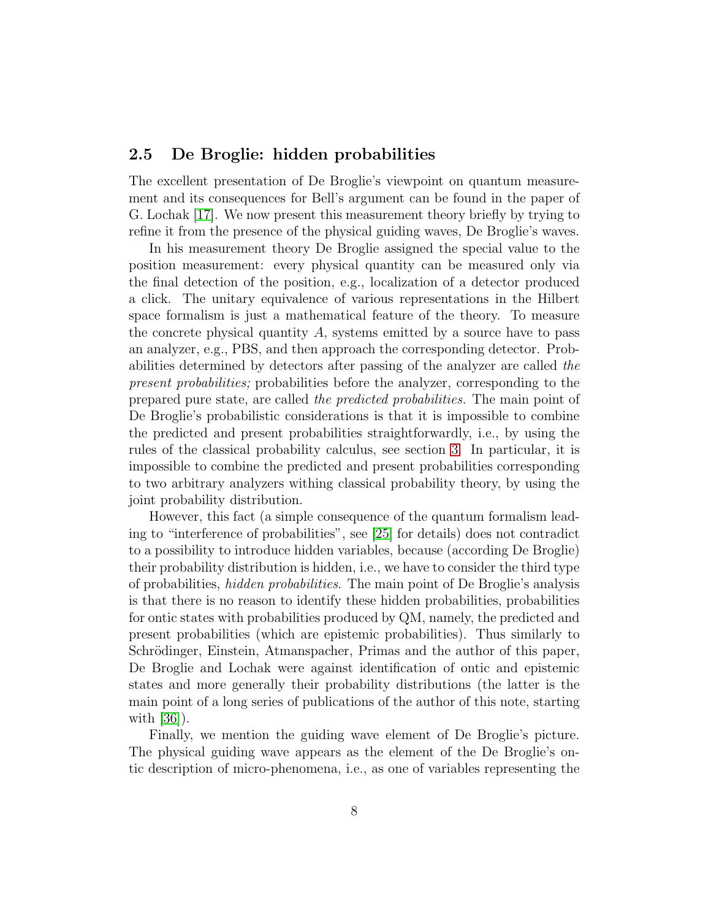### 2.5 De Broglie: hidden probabilities

The excellent presentation of De Broglie's viewpoint on quantum measurement and its consequences for Bell's argument can be found in the paper of G. Lochak [17]. We now present this measurement theory briefly by trying to refine it from the presence of the physical guiding waves, De Broglie's waves.

In his measurement theory De Broglie assigned the special value to the position measurement: every physical quantity can be measured only via the final detection of the position, e.g., localization of a detector produced a click. The unitary equivalence of various representations in the Hilbert space formalism is just a mathematical feature of the theory. To measure the concrete physical quantity $A$, systems emitted by a source have to pass an analyzer, e.g., PBS, and then approach the corresponding detector. Probabilities determined by detectors after passing of the analyzer are called *the present probabilities;* probabilities before the analyzer, corresponding to the prepared pure state, are called *the predicted probabilities.* The main point of De Broglie's probabilistic considerations is that it is impossible to combine the predicted and present probabilities straightforwardly, i.e., by using the rules of the classical probability calculus, see section 3. In particular, it is impossible to combine the predicted and present probabilities corresponding to two arbitrary analyzers withing classical probability theory, by using the joint probability distribution.

However, this fact (a simple consequence of the quantum formalism leading to "interference of probabilities", see [25] for details) does not contradict to a possibility to introduce hidden variables, because (according De Broglie) their probability distribution is hidden, i.e., we have to consider the third type of probabilities, *hidden probabilities*. The main point of De Broglie's analysis is that there is no reason to identify these hidden probabilities, probabilities for ontic states with probabilities produced by QM, namely, the predicted and present probabilities (which are epistemic probabilities). Thus similarly to Schrödinger, Einstein, Atmanspacher, Primas and the author of this paper, De Broglie and Lochak were against identification of ontic and epistemic states and more generally their probability distributions (the latter is the main point of a long series of publications of the author of this note, starting with [36]).

Finally, we mention the guiding wave element of De Broglie's picture. The physical guiding wave appears as the element of the De Broglie's ontic description of micro-phenomena, i.e., as one of variables representing the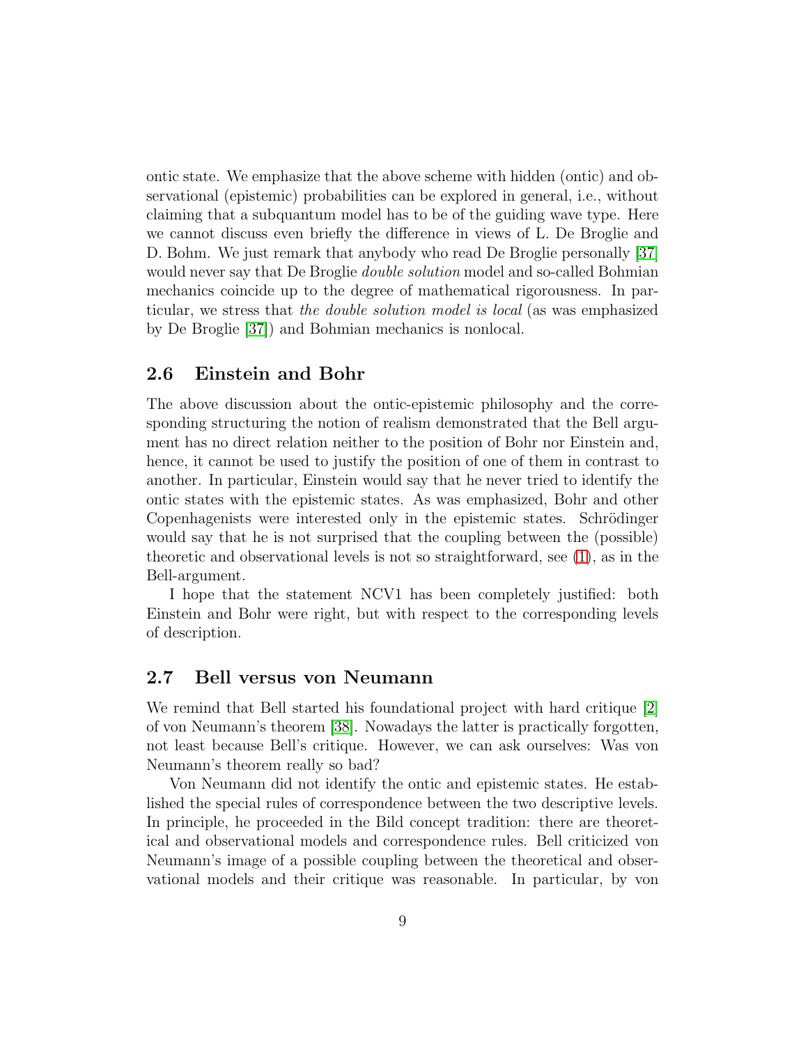ontic state. We emphasize that the above scheme with hidden (ontic) and observational (epistemic) probabilities can be explored in general, i.e., without claiming that a subquantum model has to be of the guiding wave type. Here we cannot discuss even briefly the difference in views of L. De Broglie and D. Bohm. We just remark that anybody who read De Broglie personally [37] would never say that De Broglie *double solution* model and so-called Bohmian mechanics coincide up to the degree of mathematical rigorousness. In particular, we stress that *the double solution model is local* (as was emphasized by De Broglie [37]) and Bohmian mechanics is nonlocal.

## 2.6 Einstein and Bohr

The above discussion about the ontic-epistemic philosophy and the corresponding structuring the notion of realism demonstrated that the Bell argument has no direct relation neither to the position of Bohr nor Einstein and, hence, it cannot be used to justify the position of one of them in contrast to another. In particular, Einstein would say that he never tried to identify the ontic states with the epistemic states. As was emphasized, Bohr and other Copenhagenists were interested only in the epistemic states. Schrödinger would say that he is not surprised that the coupling between the (possible) theoretic and observational levels is not so straightforward, see (1), as in the Bell-argument.

I hope that the statement NCV1 has been completely justified: both Einstein and Bohr were right, but with respect to the corresponding levels of description.

## 2.7 Bell versus von Neumann

We remind that Bell started his foundational project with hard critique [2] of von Neumann's theorem [38]. Nowadays the latter is practically forgotten, not least because Bell's critique. However, we can ask ourselves: Was von Neumann's theorem really so bad?

Von Neumann did not identify the ontic and epistemic states. He established the special rules of correspondence between the two descriptive levels. In principle, he proceeded in the Bild concept tradition: there are theoretical and observational models and correspondence rules. Bell criticized von Neumann's image of a possible coupling between the theoretical and observational models and their critique was reasonable. In particular, by von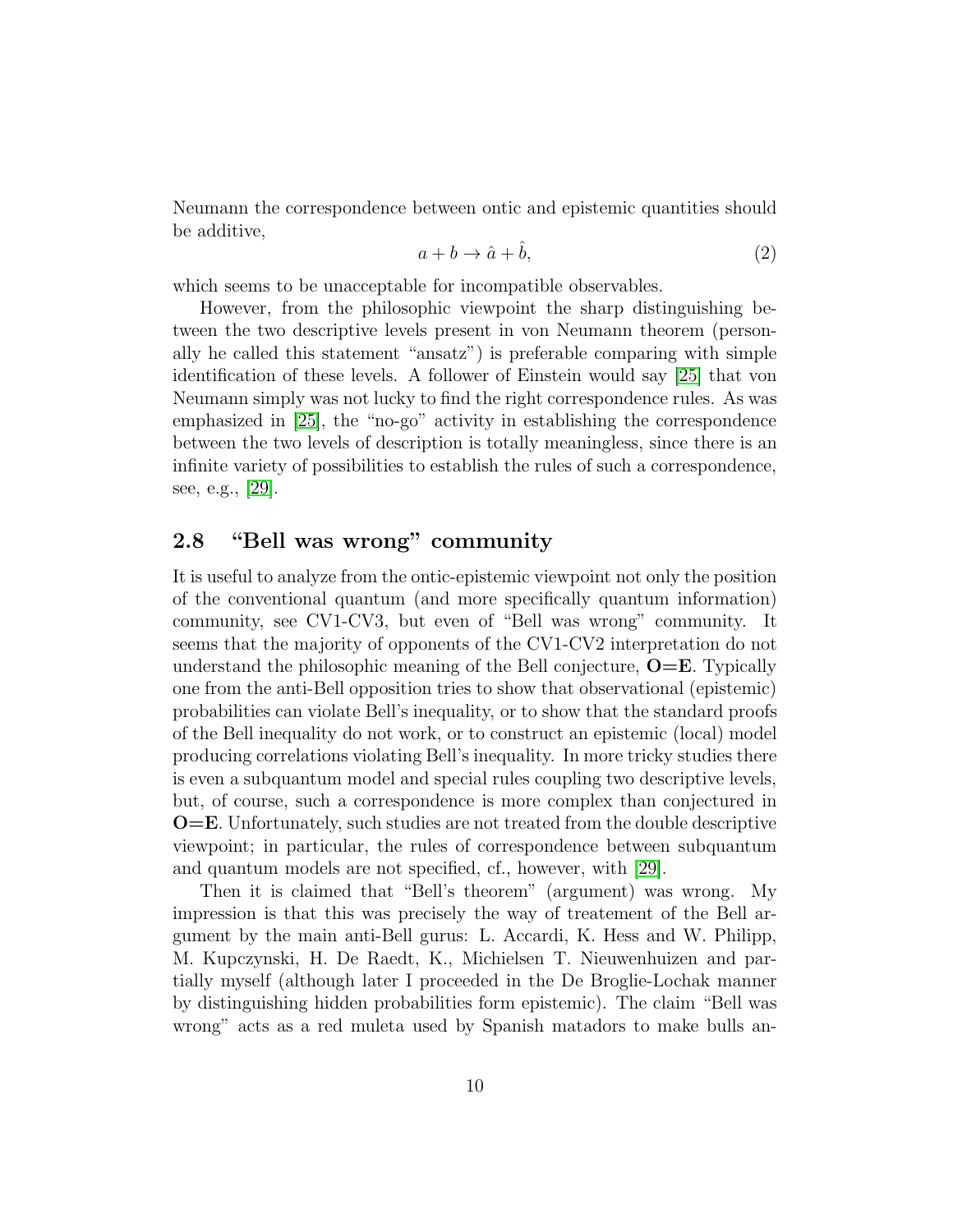Neumann the correspondence between ontic and epistemic quantities should be additive,

$$a + b \to \hat{a} + \hat{b}, \tag{2}$$

which seems to be unacceptable for incompatible observables.

However, from the philosophic viewpoint the sharp distinguishing between the two descriptive levels present in von Neumann theorem (personally he called this statement "ansatz") is preferable comparing with simple identification of these levels. A follower of Einstein would say [25] that von Neumann simply was not lucky to find the right correspondence rules. As was emphasized in [25], the "no-go" activity in establishing the correspondence between the two levels of description is totally meaningless, since there is an infinite variety of possibilities to establish the rules of such a correspondence, see, e.g., [29].

## 2.8 "Bell was wrong" community

It is useful to analyze from the ontic-epistemic viewpoint not only the position of the conventional quantum (and more specifically quantum information) community, see CV1-CV3, but even of "Bell was wrong" community. It seems that the majority of opponents of the CV1-CV2 interpretation do not understand the philosophic meaning of the Bell conjecture, **O=E**. Typically one from the anti-Bell opposition tries to show that observational (epistemic) probabilities can violate Bell's inequality, or to show that the standard proofs of the Bell inequality do not work, or to construct an epistemic (local) model producing correlations violating Bell's inequality. In more tricky studies there is even a subquantum model and special rules coupling two descriptive levels, but, of course, such a correspondence is more complex than conjectured in **O=E**. Unfortunately, such studies are not treated from the double descriptive viewpoint; in particular, the rules of correspondence between subquantum and quantum models are not specified, cf., however, with [29].

Then it is claimed that "Bell's theorem" (argument) was wrong. My impression is that this was precisely the way of treatement of the Bell argument by the main anti-Bell gurus: L. Accardi, K. Hess and W. Philipp, M. Kupczynski, H. De Raedt, K., Michielsen T. Nieuwenhuizen and partially myself (although later I proceeded in the De Broglie-Lochak manner by distinguishing hidden probabilities form epistemic). The claim "Bell was wrong" acts as a red muleta used by Spanish matadors to make bulls an-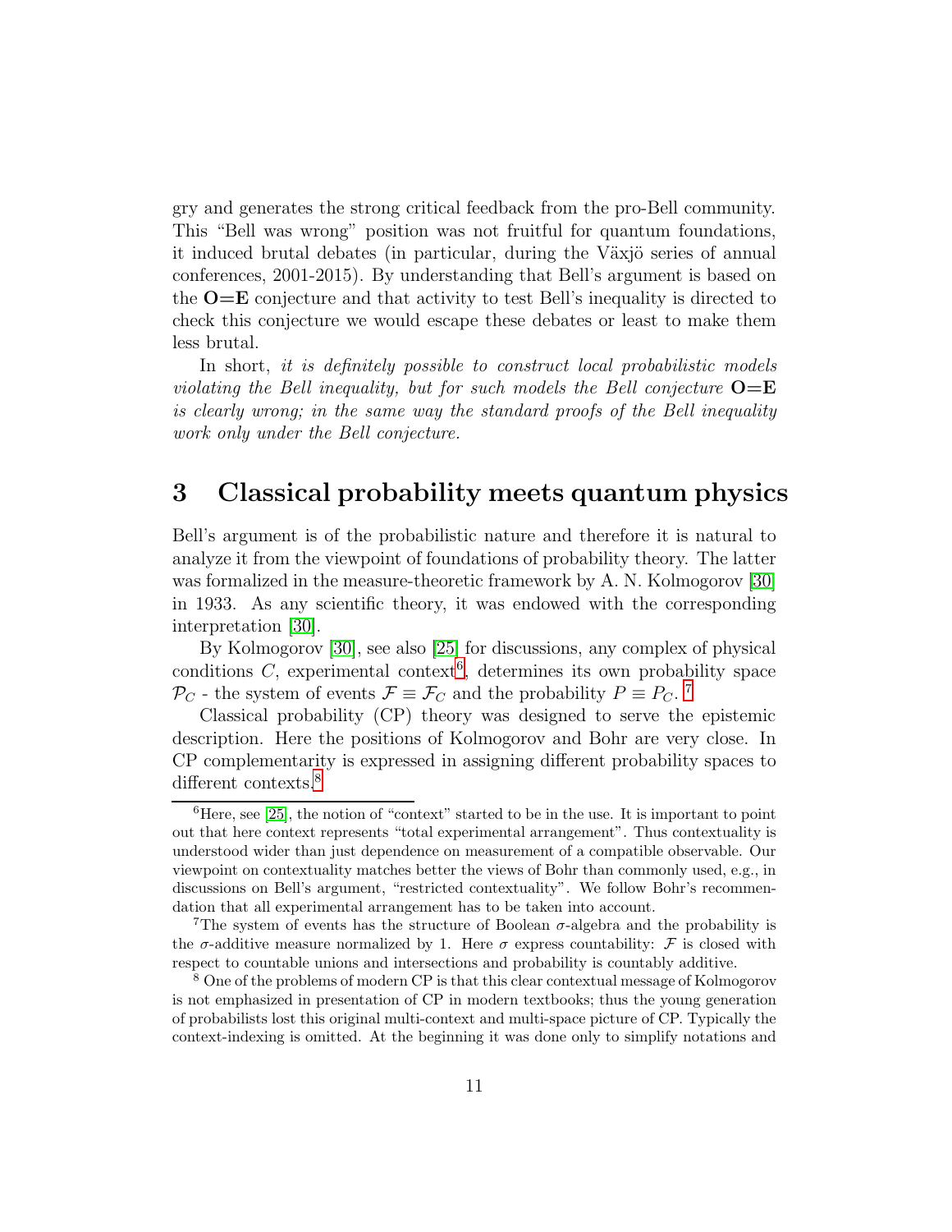gry and generates the strong critical feedback from the pro-Bell community. This "Bell was wrong" position was not fruitful for quantum foundations, it induced brutal debates (in particular, during the Växjö series of annual conferences, 2001-2015). By understanding that Bell's argument is based on the **O=E** conjecture and that activity to test Bell's inequality is directed to check this conjecture we would escape these debates or least to make them less brutal.

In short, *it is definitely possible to construct local probabilistic models violating the Bell inequality, but for such models the Bell conjecture* **O=E** *is clearly wrong; in the same way the standard proofs of the Bell inequality work only under the Bell conjecture.*

## 3 Classical probability meets quantum physics

Bell's argument is of the probabilistic nature and therefore it is natural to analyze it from the viewpoint of foundations of probability theory. The latter was formalized in the measure-theoretic framework by A. N. Kolmogorov [30] in 1933. As any scientific theory, it was endowed with the corresponding interpretation [30].

By Kolmogorov [30], see also [25] for discussions, any complex of physical conditions $C$, experimental context[6], determines its own probability space $\mathcal{P}_C$ - the system of events $\mathcal{F} \equiv \mathcal{F}_C$ and the probability $P \equiv P_C$. [7]

Classical probability (CP) theory was designed to serve the epistemic description. Here the positions of Kolmogorov and Bohr are very close. In CP complementarity is expressed in assigning different probability spaces to different contexts.[8]

---

[6]Here, see [25], the notion of "context" started to be in the use. It is important to point out that here context represents "total experimental arrangement". Thus contextuality is understood wider than just dependence on measurement of a compatible observable. Our viewpoint on contextuality matches better the views of Bohr than commonly used, e.g., in discussions on Bell's argument, "restricted contextuality". We follow Bohr's recommendation that all experimental arrangement has to be taken into account.

[7]The system of events has the structure of Boolean $\sigma$-algebra and the probability is the $\sigma$-additive measure normalized by 1. Here $\sigma$ express countability: $\mathcal{F}$ is closed with respect to countable unions and intersections and probability is countably additive.

[8] One of the problems of modern CP is that this clear contextual message of Kolmogorov is not emphasized in presentation of CP in modern textbooks; thus the young generation of probabilists lost this original multi-context and multi-space picture of CP. Typically the context-indexing is omitted. At the beginning it was done only to simplify notations and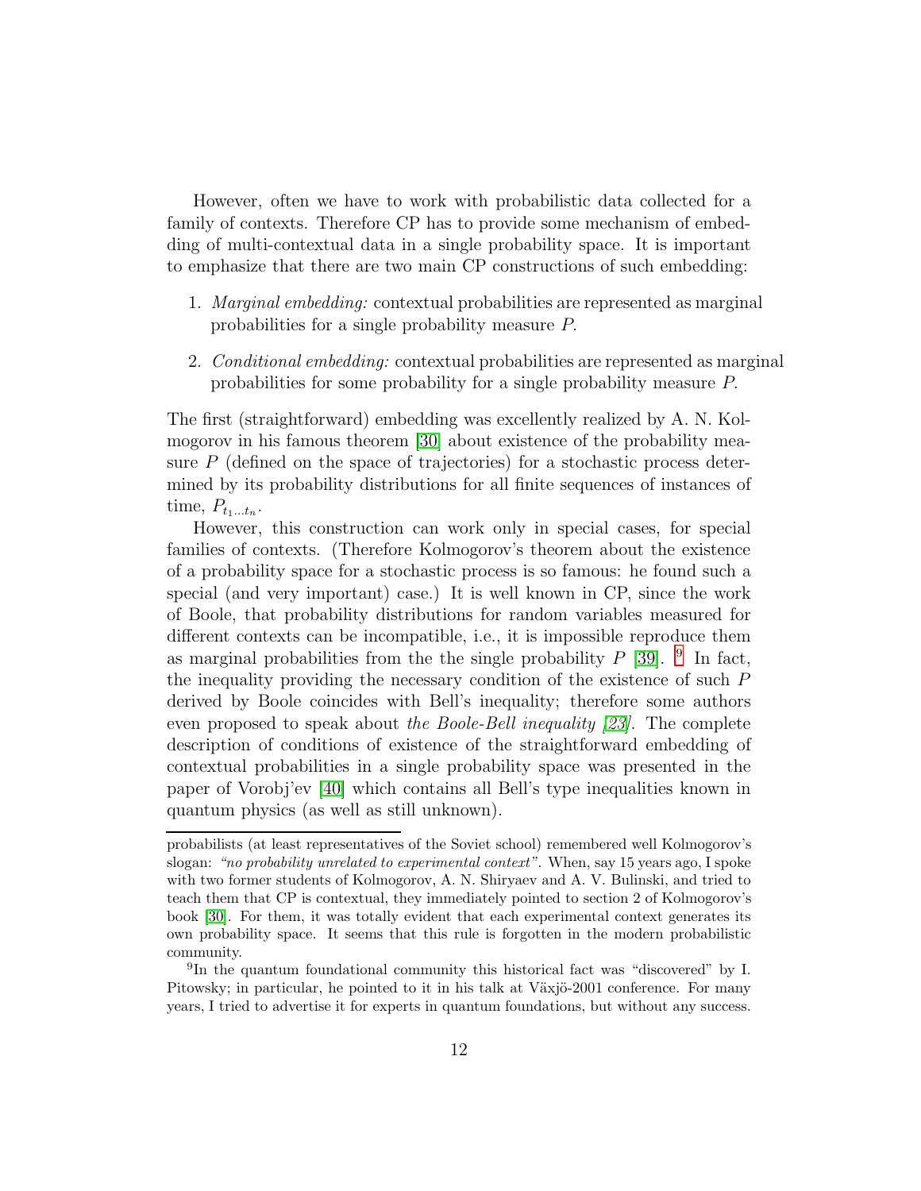However, often we have to work with probabilistic data collected for a family of contexts. Therefore CP has to provide some mechanism of embedding of multi-contextual data in a single probability space. It is important to emphasize that there are two main CP constructions of such embedding:

1. *Marginal embedding:* contextual probabilities are represented as marginal probabilities for a single probability measure $P$.
2. *Conditional embedding:* contextual probabilities are represented as marginal probabilities for some probability for a single probability measure $P$.

The first (straightforward) embedding was excellently realized by A. N. Kolmogorov in his famous theorem [30] about existence of the probability measure $P$ (defined on the space of trajectories) for a stochastic process determined by its probability distributions for all finite sequences of instances of time, $P_{t_1 \dots t_n}$.

However, this construction can work only in special cases, for special families of contexts. (Therefore Kolmogorov's theorem about the existence of a probability space for a stochastic process is so famous: he found such a special (and very important) case.) It is well known in CP, since the work of Boole, that probability distributions for random variables measured for different contexts can be incompatible, i.e., it is impossible reproduce them as marginal probabilities from the the single probability $P$ [39]. [9] In fact, the inequality providing the necessary condition of the existence of such $P$ derived by Boole coincides with Bell's inequality; therefore some authors even proposed to speak about *the Boole-Bell inequality [23]*. The complete description of conditions of existence of the straightforward embedding of contextual probabilities in a single probability space was presented in the paper of Vorobj'ev [40] which contains all Bell's type inequalities known in quantum physics (as well as still unknown).

---

probabilists (at least representatives of the Soviet school) remembered well Kolmogorov's slogan: *"no probability unrelated to experimental context"*. When, say 15 years ago, I spoke with two former students of Kolmogorov, A. N. Shiryaev and A. V. Bulinski, and tried to teach them that CP is contextual, they immediately pointed to section 2 of Kolmogorov's book [30]. For them, it was totally evident that each experimental context generates its own probability space. It seems that this rule is forgotten in the modern probabilistic community.

[9] In the quantum foundational community this historical fact was "discovered" by I. Pitowsky; in particular, he pointed to it in his talk at Växjö-2001 conference. For many years, I tried to advertise it for experts in quantum foundations, but without any success.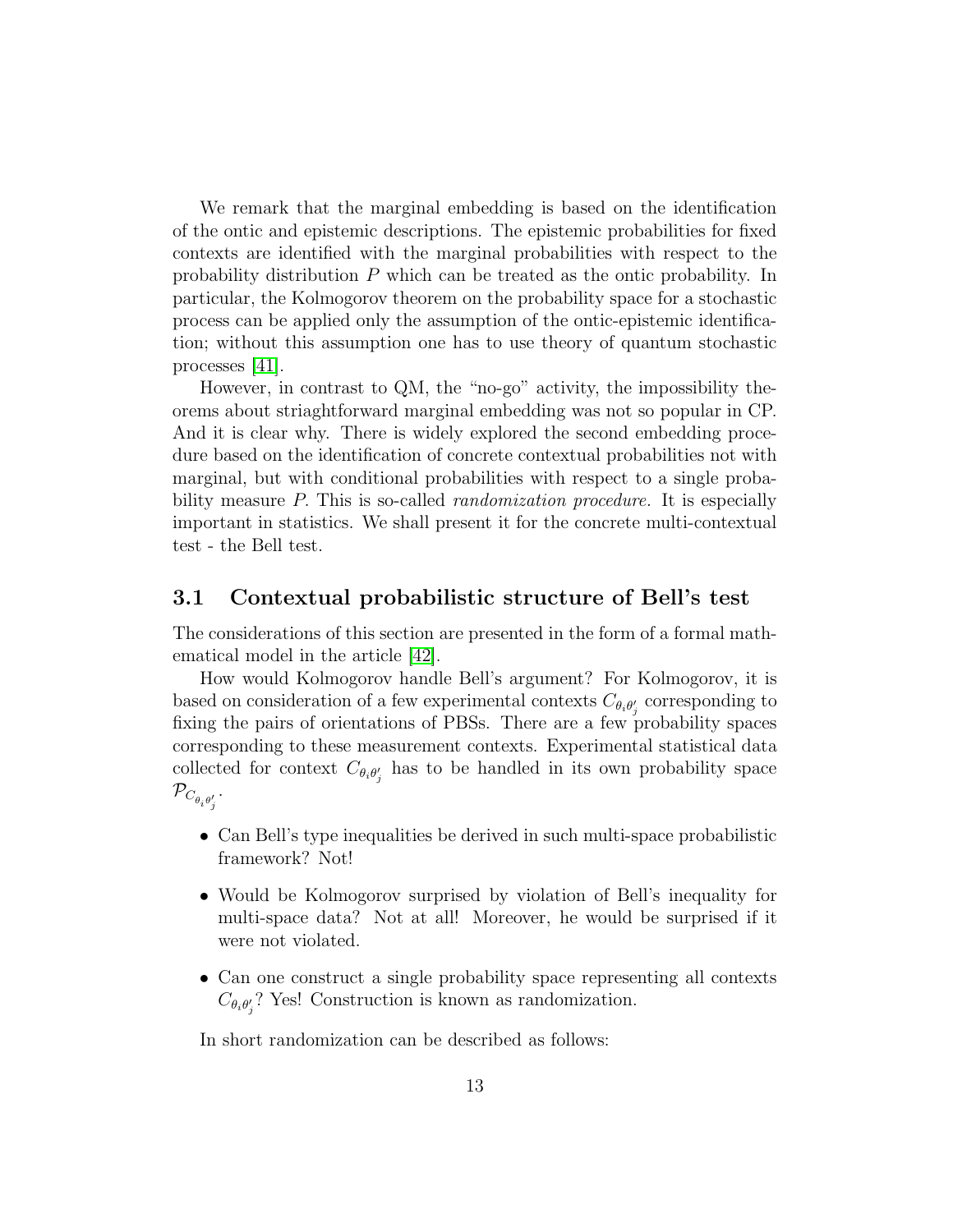We remark that the marginal embedding is based on the identification of the ontic and epistemic descriptions. The epistemic probabilities for fixed contexts are identified with the marginal probabilities with respect to the probability distribution $P$ which can be treated as the ontic probability. In particular, the Kolmogorov theorem on the probability space for a stochastic process can be applied only the assumption of the ontic-epistemic identification; without this assumption one has to use theory of quantum stochastic processes [41].

However, in contrast to QM, the "no-go" activity, the impossibility theorems about striaghtforward marginal embedding was not so popular in CP. And it is clear why. There is widely explored the second embedding procedure based on the identification of concrete contextual probabilities not with marginal, but with conditional probabilities with respect to a single probability measure $P$. This is so-called *randomization procedure.* It is especially important in statistics. We shall present it for the concrete multi-contextual test - the Bell test.

### 3.1 Contextual probabilistic structure of Bell's test

The considerations of this section are presented in the form of a formal mathematical model in the article [42].

How would Kolmogorov handle Bell's argument? For Kolmogorov, it is based on consideration of a few experimental contexts $C_{\theta_i\theta'_j}$ corresponding to fixing the pairs of orientations of PBSs. There are a few probability spaces corresponding to these measurement contexts. Experimental statistical data collected for context $C_{\theta_i\theta'_j}$ has to be handled in its own probability space $\mathcal{P}_{C_{\theta_i\theta'_j}}$.

- Can Bell's type inequalities be derived in such multi-space probabilistic framework? Not!
- Would be Kolmogorov surprised by violation of Bell's inequality for multi-space data? Not at all! Moreover, he would be surprised if it were not violated.
- Can one construct a single probability space representing all contexts $C_{\theta_i\theta'_j}$? Yes! Construction is known as randomization.

In short randomization can be described as follows: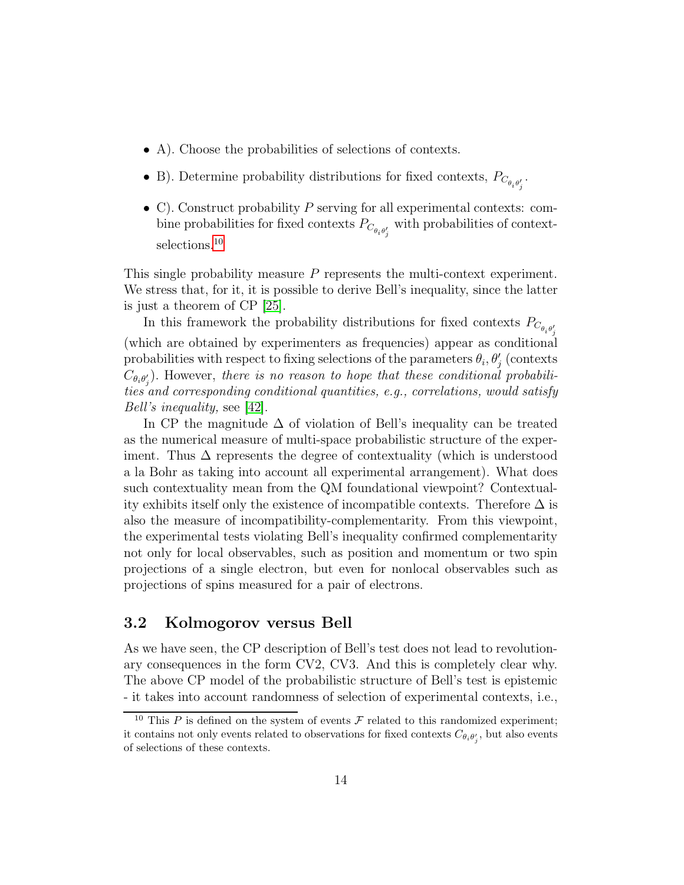- A). Choose the probabilities of selections of contexts.
- B). Determine probability distributions for fixed contexts, $P_{C_{\theta_i \theta'_j}}$.
- C). Construct probability $P$ serving for all experimental contexts: combine probabilities for fixed contexts $P_{C_{\theta_i \theta'_j}}$ with probabilities of context-selections.[10]

This single probability measure $P$ represents the multi-context experiment. We stress that, for it, it is possible to derive Bell's inequality, since the latter is just a theorem of CP [25].

In this framework the probability distributions for fixed contexts $P_{C_{\theta_i \theta'_j}}$ (which are obtained by experimenters as frequencies) appear as conditional probabilities with respect to fixing selections of the parameters $\theta_i, \theta'_j$ (contexts $C_{\theta_i \theta'_j}$). However, *there is no reason to hope that these conditional probabilities and corresponding conditional quantities, e.g., correlations, would satisfy Bell's inequality,* see [42].

In CP the magnitude $\Delta$ of violation of Bell's inequality can be treated as the numerical measure of multi-space probabilistic structure of the experiment. Thus $\Delta$ represents the degree of contextuality (which is understood a la Bohr as taking into account all experimental arrangement). What does such contextuality mean from the QM foundational viewpoint? Contextuality exhibits itself only the existence of incompatible contexts. Therefore $\Delta$ is also the measure of incompatibility-complementarity. From this viewpoint, the experimental tests violating Bell's inequality confirmed complementarity not only for local observables, such as position and momentum or two spin projections of a single electron, but even for nonlocal observables such as projections of spins measured for a pair of electrons.

## 3.2 Kolmogorov versus Bell

As we have seen, the CP description of Bell's test does not lead to revolutionary consequences in the form CV2, CV3. And this is completely clear why. The above CP model of the probabilistic structure of Bell's test is epistemic - it takes into account randomness of selection of experimental contexts, i.e.,

[10] This $P$ is defined on the system of events $\mathcal{F}$ related to this randomized experiment; it contains not only events related to observations for fixed contexts $C_{\theta_i \theta'_j}$, but also events of selections of these contexts.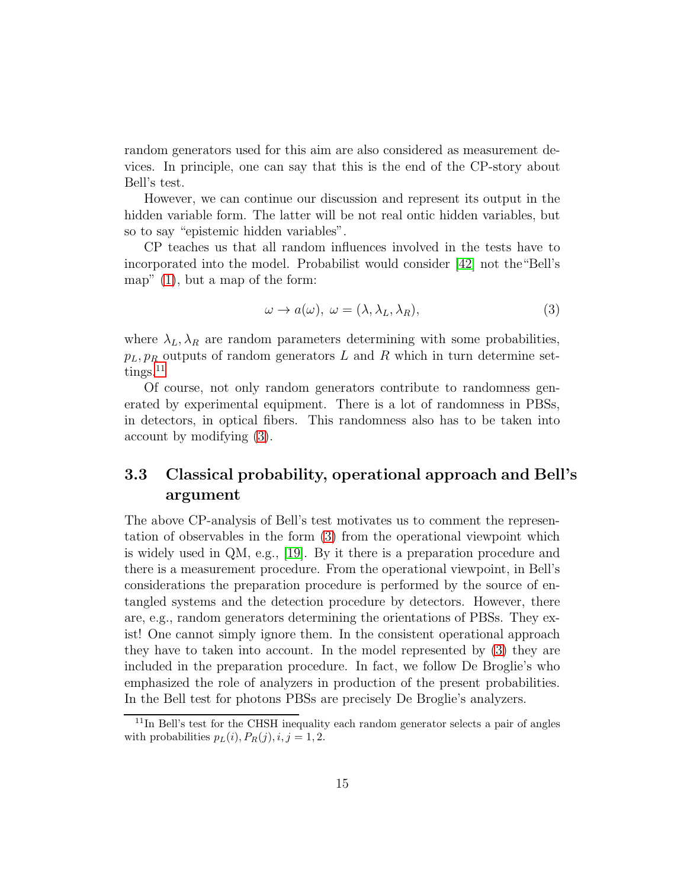random generators used for this aim are also considered as measurement devices. In principle, one can say that this is the end of the CP-story about Bell's test.

However, we can continue our discussion and represent its output in the hidden variable form. The latter will be not real ontic hidden variables, but so to say "epistemic hidden variables".

CP teaches us that all random influences involved in the tests have to incorporated into the model. Probabilist would consider [42] not the"Bell's map" (1), but a map of the form:

$$\omega \to a(\omega),\ \omega = (\lambda, \lambda_L, \lambda_R), \tag{3}$$

where $\lambda_L, \lambda_R$ are random parameters determining with some probabilities, $p_L, p_R$ outputs of random generators $L$ and $R$ which in turn determine settings.[11]

Of course, not only random generators contribute to randomness generated by experimental equipment. There is a lot of randomness in PBSs, in detectors, in optical fibers. This randomness also has to be taken into account by modifying (3).

### 3.3 Classical probability, operational approach and Bell's argument

The above CP-analysis of Bell's test motivates us to comment the representation of observables in the form (3) from the operational viewpoint which is widely used in QM, e.g., [19]. By it there is a preparation procedure and there is a measurement procedure. From the operational viewpoint, in Bell's considerations the preparation procedure is performed by the source of entangled systems and the detection procedure by detectors. However, there are, e.g., random generators determining the orientations of PBSs. They exist! One cannot simply ignore them. In the consistent operational approach they have to taken into account. In the model represented by (3) they are included in the preparation procedure. In fact, we follow De Broglie's who emphasized the role of analyzers in production of the present probabilities. In the Bell test for photons PBSs are precisely De Broglie's analyzers.

[11] In Bell's test for the CHSH inequality each random generator selects a pair of angles with probabilities $p_L(i), P_R(j), i, j = 1, 2$.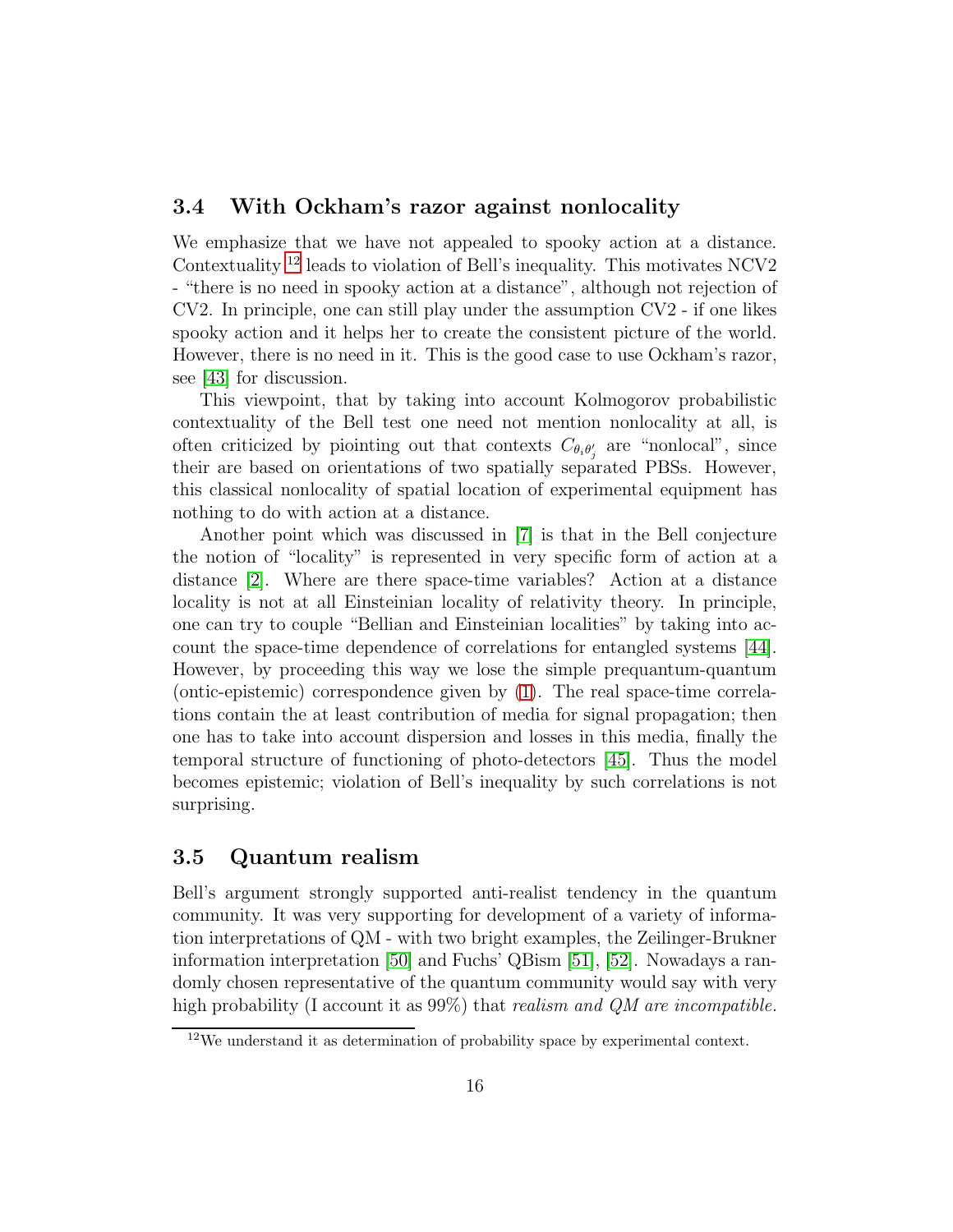### 3.4 With Ockham's razor against nonlocality

We emphasize that we have not appealed to spooky action at a distance. Contextuality [12] leads to violation of Bell's inequality. This motivates NCV2 - "there is no need in spooky action at a distance", although not rejection of CV2. In principle, one can still play under the assumption CV2 - if one likes spooky action and it helps her to create the consistent picture of the world. However, there is no need in it. This is the good case to use Ockham's razor, see [43] for discussion.

This viewpoint, that by taking into account Kolmogorov probabilistic contextuality of the Bell test one need not mention nonlocality at all, is often criticized by piointing out that contexts $C_{\theta_i\theta'_j}$ are "nonlocal", since their are based on orientations of two spatially separated PBSs. However, this classical nonlocality of spatial location of experimental equipment has nothing to do with action at a distance.

Another point which was discussed in [7] is that in the Bell conjecture the notion of "locality" is represented in very specific form of action at a distance [2]. Where are there space-time variables? Action at a distance locality is not at all Einsteinian locality of relativity theory. In principle, one can try to couple "Bellian and Einsteinian localities" by taking into account the space-time dependence of correlations for entangled systems [44]. However, by proceeding this way we lose the simple prequantum-quantum (ontic-epistemic) correspondence given by (1). The real space-time correlations contain the at least contribution of media for signal propagation; then one has to take into account dispersion and losses in this media, finally the temporal structure of functioning of photo-detectors [45]. Thus the model becomes epistemic; violation of Bell's inequality by such correlations is not surprising.

### 3.5 Quantum realism

Bell's argument strongly supported anti-realist tendency in the quantum community. It was very supporting for development of a variety of information interpretations of QM - with two bright examples, the Zeilinger-Brukner information interpretation [50] and Fuchs' QBism [51], [52]. Nowadays a randomly chosen representative of the quantum community would say with very high probability (I account it as 99%) that *realism and QM are incompatible.*

[12] We understand it as determination of probability space by experimental context.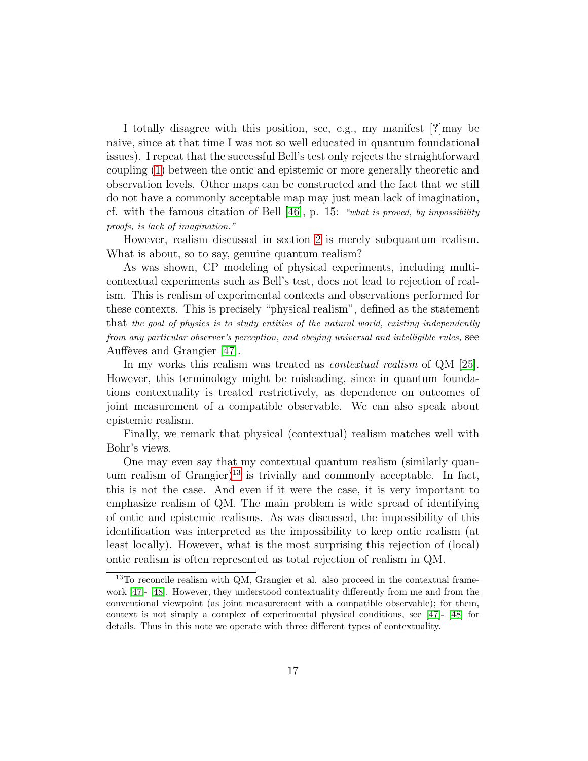I totally disagree with this position, see, e.g., my manifest [**?**]may be naive, since at that time I was not so well educated in quantum foundational issues). I repeat that the successful Bell's test only rejects the straightforward coupling (1) between the ontic and epistemic or more generally theoretic and observation levels. Other maps can be constructed and the fact that we still do not have a commonly acceptable map may just mean lack of imagination, cf. with the famous citation of Bell [46], p. 15: *"what is proved, by impossibility proofs, is lack of imagination."*

However, realism discussed in section 2 is merely subquantum realism. What is about, so to say, genuine quantum realism?

As was shown, CP modeling of physical experiments, including multi-contextual experiments such as Bell's test, does not lead to rejection of realism. This is realism of experimental contexts and observations performed for these contexts. This is precisely "physical realism", defined as the statement that *the goal of physics is to study entities of the natural world, existing independently from any particular observer's perception, and obeying universal and intelligible rules,* see Auffèves and Grangier [47].

In my works this realism was treated as *contextual realism* of QM [25]. However, this terminology might be misleading, since in quantum foundations contextuality is treated restrictively, as dependence on outcomes of joint measurement of a compatible observable. We can also speak about epistemic realism.

Finally, we remark that physical (contextual) realism matches well with Bohr's views.

One may even say that my contextual quantum realism (similarly quantum realism of Grangier)[13] is trivially and commonly acceptable. In fact, this is not the case. And even if it were the case, it is very important to emphasize realism of QM. The main problem is wide spread of identifying of ontic and epistemic realisms. As was discussed, the impossibility of this identification was interpreted as the impossibility to keep ontic realism (at least locally). However, what is the most surprising this rejection of (local) ontic realism is often represented as total rejection of realism in QM.

---

[13] To reconcile realism with QM, Grangier et al. also proceed in the contextual framework [47]- [48]. However, they understood contextuality differently from me and from the conventional viewpoint (as joint measurement with a compatible observable); for them, context is not simply a complex of experimental physical conditions, see [47]- [48] for details. Thus in this note we operate with three different types of contextuality.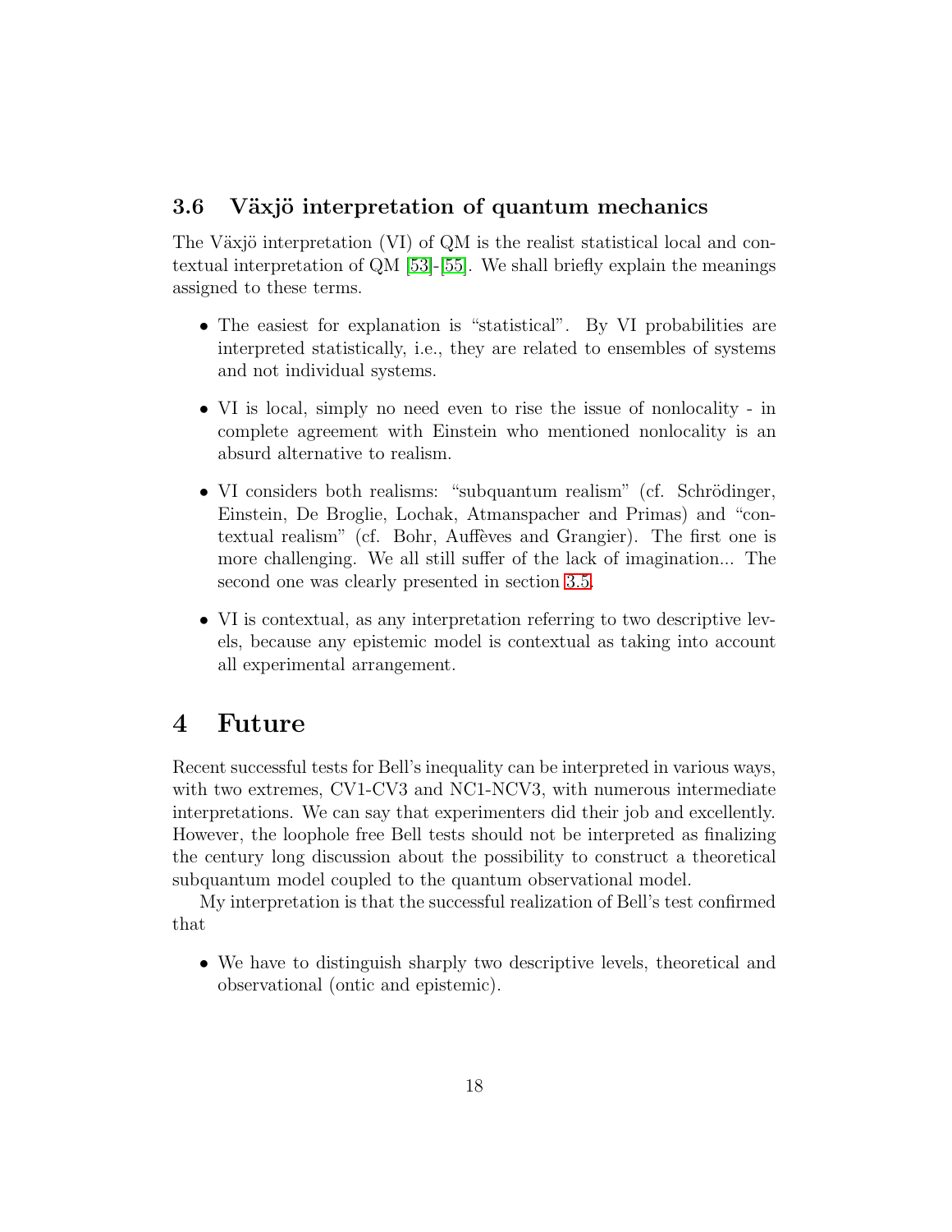### 3.6 Växjö interpretation of quantum mechanics

The Växjö interpretation (VI) of QM is the realist statistical local and contextual interpretation of QM [53]-[55]. We shall briefly explain the meanings assigned to these terms.

- The easiest for explanation is "statistical". By VI probabilities are interpreted statistically, i.e., they are related to ensembles of systems and not individual systems.
- VI is local, simply no need even to rise the issue of nonlocality - in complete agreement with Einstein who mentioned nonlocality is an absurd alternative to realism.
- VI considers both realisms: "subquantum realism" (cf. Schrödinger, Einstein, De Broglie, Lochak, Atmanspacher and Primas) and "contextual realism" (cf. Bohr, Auffèves and Grangier). The first one is more challenging. We all still suffer of the lack of imagination... The second one was clearly presented in section 3.5.
- VI is contextual, as any interpretation referring to two descriptive levels, because any epistemic model is contextual as taking into account all experimental arrangement.

# 4 Future

Recent successful tests for Bell's inequality can be interpreted in various ways, with two extremes, CV1-CV3 and NC1-NCV3, with numerous intermediate interpretations. We can say that experimenters did their job and excellently. However, the loophole free Bell tests should not be interpreted as finalizing the century long discussion about the possibility to construct a theoretical subquantum model coupled to the quantum observational model.

My interpretation is that the successful realization of Bell's test confirmed that

- We have to distinguish sharply two descriptive levels, theoretical and observational (ontic and epistemic).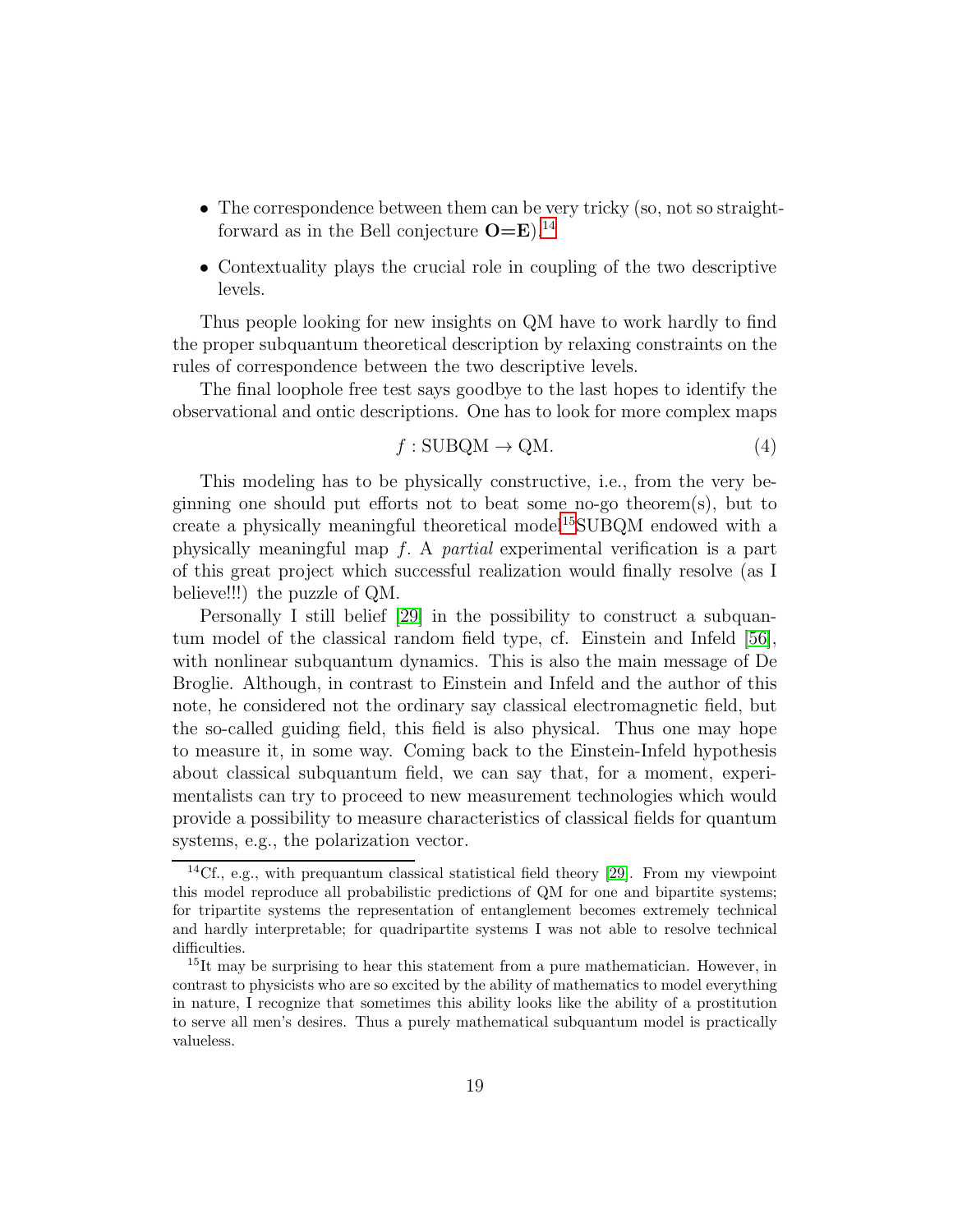- The correspondence between them can be very tricky (so, not so straightforward as in the Bell conjecture **O=E**).[14]
- Contextuality plays the crucial role in coupling of the two descriptive levels.

Thus people looking for new insights on QM have to work hardly to find the proper subquantum theoretical description by relaxing constraints on the rules of correspondence between the two descriptive levels.

The final loophole free test says goodbye to the last hopes to identify the observational and ontic descriptions. One has to look for more complex maps

$$f : \text{SUBQM} \to \text{QM}. \tag{4}$$

This modeling has to be physically constructive, i.e., from the very beginning one should put efforts not to beat some no-go theorem(s), but to create a physically meaningful theoretical model[15]SUBQM endowed with a physically meaningful map $f$. A *partial* experimental verification is a part of this great project which successful realization would finally resolve (as I believe!!!) the puzzle of QM.

Personally I still belief [29] in the possibility to construct a subquantum model of the classical random field type, cf. Einstein and Infeld [56], with nonlinear subquantum dynamics. This is also the main message of De Broglie. Although, in contrast to Einstein and Infeld and the author of this note, he considered not the ordinary say classical electromagnetic field, but the so-called guiding field, this field is also physical. Thus one may hope to measure it, in some way. Coming back to the Einstein-Infeld hypothesis about classical subquantum field, we can say that, for a moment, experimentalists can try to proceed to new measurement technologies which would provide a possibility to measure characteristics of classical fields for quantum systems, e.g., the polarization vector.

---

[14] Cf., e.g., with prequantum classical statistical field theory [29]. From my viewpoint this model reproduce all probabilistic predictions of QM for one and bipartite systems; for tripartite systems the representation of entanglement becomes extremely technical and hardly interpretable; for quadripartite systems I was not able to resolve technical difficulties.

[15] It may be surprising to hear this statement from a pure mathematician. However, in contrast to physicists who are so excited by the ability of mathematics to model everything in nature, I recognize that sometimes this ability looks like the ability of a prostitution to serve all men's desires. Thus a purely mathematical subquantum model is practically valueless.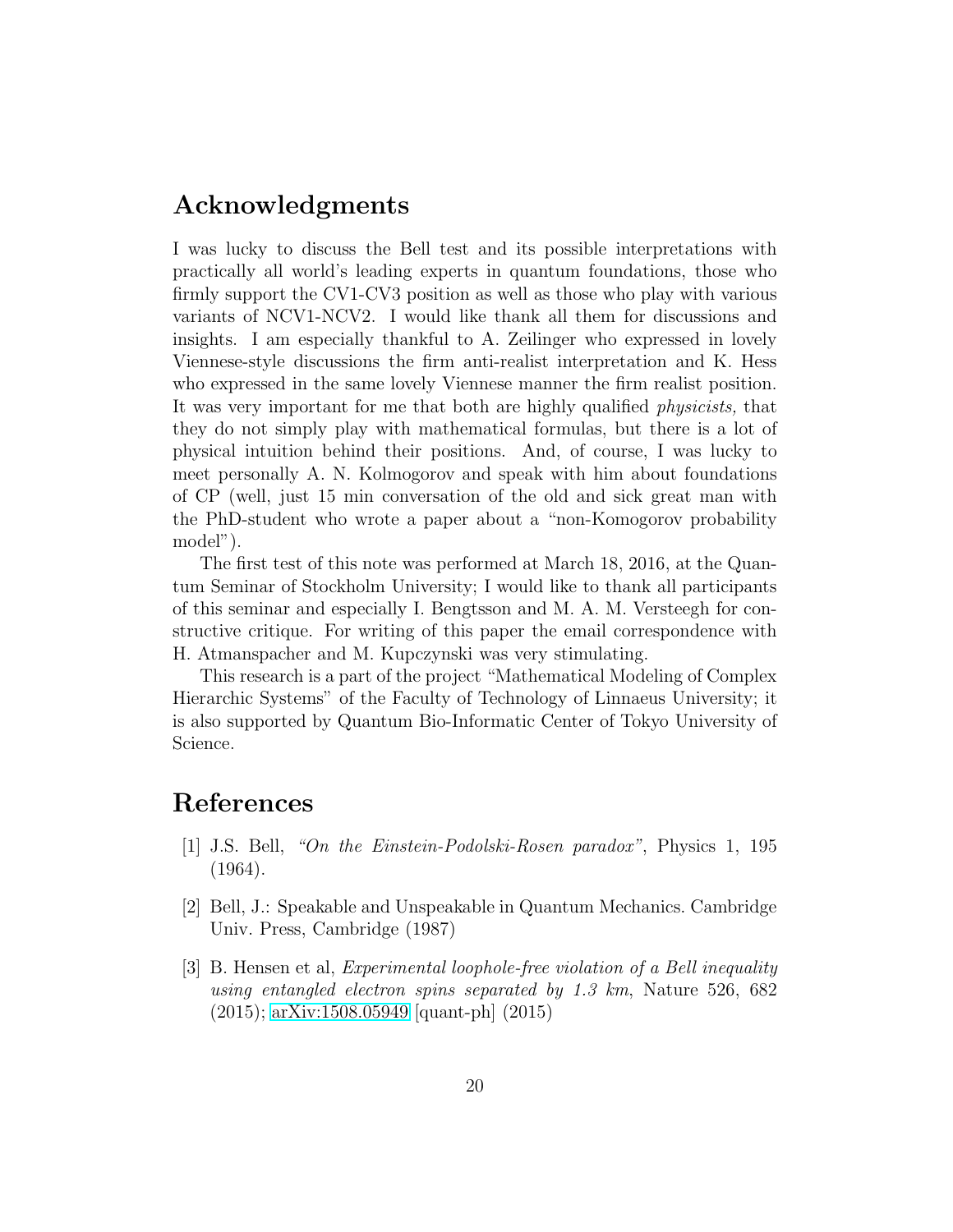## Acknowledgments

I was lucky to discuss the Bell test and its possible interpretations with practically all world's leading experts in quantum foundations, those who firmly support the CV1-CV3 position as well as those who play with various variants of NCV1-NCV2. I would like thank all them for discussions and insights. I am especially thankful to A. Zeilinger who expressed in lovely Viennese-style discussions the firm anti-realist interpretation and K. Hess who expressed in the same lovely Viennese manner the firm realist position. It was very important for me that both are highly qualified *physicists,* that they do not simply play with mathematical formulas, but there is a lot of physical intuition behind their positions. And, of course, I was lucky to meet personally A. N. Kolmogorov and speak with him about foundations of CP (well, just 15 min conversation of the old and sick great man with the PhD-student who wrote a paper about a "non-Komogorov probability model").

The first test of this note was performed at March 18, 2016, at the Quantum Seminar of Stockholm University; I would like to thank all participants of this seminar and especially I. Bengtsson and M. A. M. Versteegh for constructive critique. For writing of this paper the email correspondence with H. Atmanspacher and M. Kupczynski was very stimulating.

This research is a part of the project "Mathematical Modeling of Complex Hierarchic Systems" of the Faculty of Technology of Linnaeus University; it is also supported by Quantum Bio-Informatic Center of Tokyo University of Science.

## References

[1] J.S. Bell, *"On the Einstein-Podolski-Rosen paradox"*, Physics 1, 195 (1964).

[2] Bell, J.: Speakable and Unspeakable in Quantum Mechanics. Cambridge Univ. Press, Cambridge (1987)

[3] B. Hensen et al, *Experimental loophole-free violation of a Bell inequality using entangled electron spins separated by 1.3 km*, Nature 526, 682 (2015); arXiv:1508.05949 [quant-ph] (2015)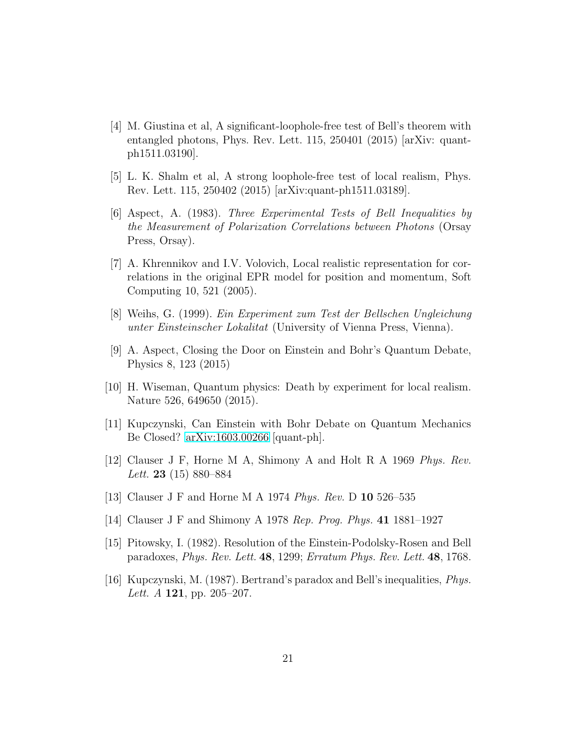[4] M. Giustina et al, A significant-loophole-free test of Bell's theorem with entangled photons, Phys. Rev. Lett. 115, 250401 (2015) [arXiv: quant-ph1511.03190].

[5] L. K. Shalm et al, A strong loophole-free test of local realism, Phys. Rev. Lett. 115, 250402 (2015) [arXiv:quant-ph1511.03189].

[6] Aspect, A. (1983). *Three Experimental Tests of Bell Inequalities by the Measurement of Polarization Correlations between Photons* (Orsay Press, Orsay).

[7] A. Khrennikov and I.V. Volovich, Local realistic representation for correlations in the original EPR model for position and momentum, Soft Computing 10, 521 (2005).

[8] Weihs, G. (1999). *Ein Experiment zum Test der Bellschen Ungleichung unter Einsteinscher Lokalitat* (University of Vienna Press, Vienna).

[9] A. Aspect, Closing the Door on Einstein and Bohr's Quantum Debate, Physics 8, 123 (2015)

[10] H. Wiseman, Quantum physics: Death by experiment for local realism. Nature 526, 649650 (2015).

[11] Kupczynski, Can Einstein with Bohr Debate on Quantum Mechanics Be Closed? arXiv:1603.00266 [quant-ph].

[12] Clauser J F, Horne M A, Shimony A and Holt R A 1969 *Phys. Rev. Lett.* **23** (15) 880–884

[13] Clauser J F and Horne M A 1974 *Phys. Rev.* D **10** 526–535

[14] Clauser J F and Shimony A 1978 *Rep. Prog. Phys.* **41** 1881–1927

[15] Pitowsky, I. (1982). Resolution of the Einstein-Podolsky-Rosen and Bell paradoxes, *Phys. Rev. Lett.* **48**, 1299; *Erratum Phys. Rev. Lett.* **48**, 1768.

[16] Kupczynski, M. (1987). Bertrand's paradox and Bell's inequalities, *Phys. Lett. A* **121**, pp. 205–207.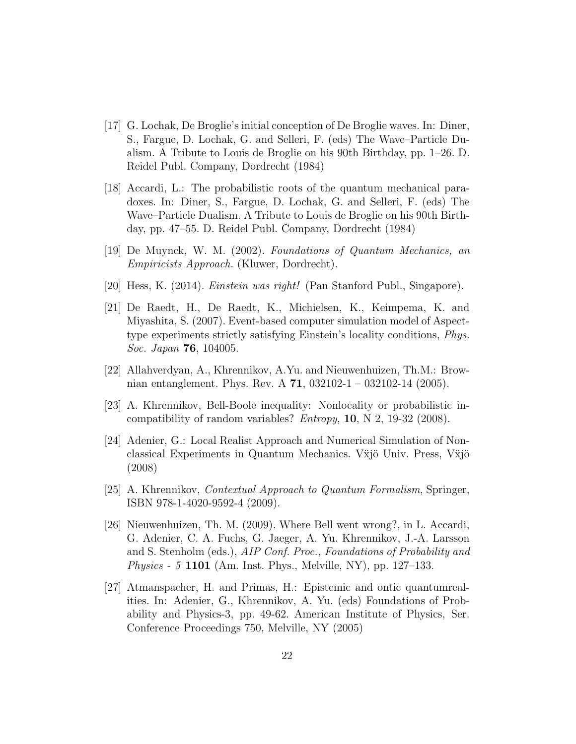[17] G. Lochak, De Broglie's initial conception of De Broglie waves. In: Diner, S., Fargue, D. Lochak, G. and Selleri, F. (eds) The Wave–Particle Dualism. A Tribute to Louis de Broglie on his 90th Birthday, pp. 1–26. D. Reidel Publ. Company, Dordrecht (1984)

[18] Accardi, L.: The probabilistic roots of the quantum mechanical paradoxes. In: Diner, S., Fargue, D. Lochak, G. and Selleri, F. (eds) The Wave–Particle Dualism. A Tribute to Louis de Broglie on his 90th Birthday, pp. 47–55. D. Reidel Publ. Company, Dordrecht (1984)

[19] De Muynck, W. M. (2002). *Foundations of Quantum Mechanics, an Empiricists Approach.* (Kluwer, Dordrecht).

[20] Hess, K. (2014). *Einstein was right!* (Pan Stanford Publ., Singapore).

[21] De Raedt, H., De Raedt, K., Michielsen, K., Keimpema, K. and Miyashita, S. (2007). Event-based computer simulation model of Aspect-type experiments strictly satisfying Einstein's locality conditions, *Phys. Soc. Japan* **76**, 104005.

[22] Allahverdyan, A., Khrennikov, A.Yu. and Nieuwenhuizen, Th.M.: Brownian entanglement. Phys. Rev. A **71**, 032102-1 – 032102-14 (2005).

[23] A. Khrennikov, Bell-Boole inequality: Nonlocality or probabilistic incompatibility of random variables? *Entropy*, **10**, N 2, 19-32 (2008).

[24] Adenier, G.: Local Realist Approach and Numerical Simulation of Nonclassical Experiments in Quantum Mechanics. Vẍjö Univ. Press, Vẍjö (2008)

[25] A. Khrennikov, *Contextual Approach to Quantum Formalism*, Springer, ISBN 978-1-4020-9592-4 (2009).

[26] Nieuwenhuizen, Th. M. (2009). Where Bell went wrong?, in L. Accardi, G. Adenier, C. A. Fuchs, G. Jaeger, A. Yu. Khrennikov, J.-A. Larsson and S. Stenholm (eds.), *AIP Conf. Proc., Foundations of Probability and Physics - 5* **1101** (Am. Inst. Phys., Melville, NY), pp. 127–133.

[27] Atmanspacher, H. and Primas, H.: Epistemic and ontic quantumrealities. In: Adenier, G., Khrennikov, A. Yu. (eds) Foundations of Probability and Physics-3, pp. 49-62. American Institute of Physics, Ser. Conference Proceedings 750, Melville, NY (2005)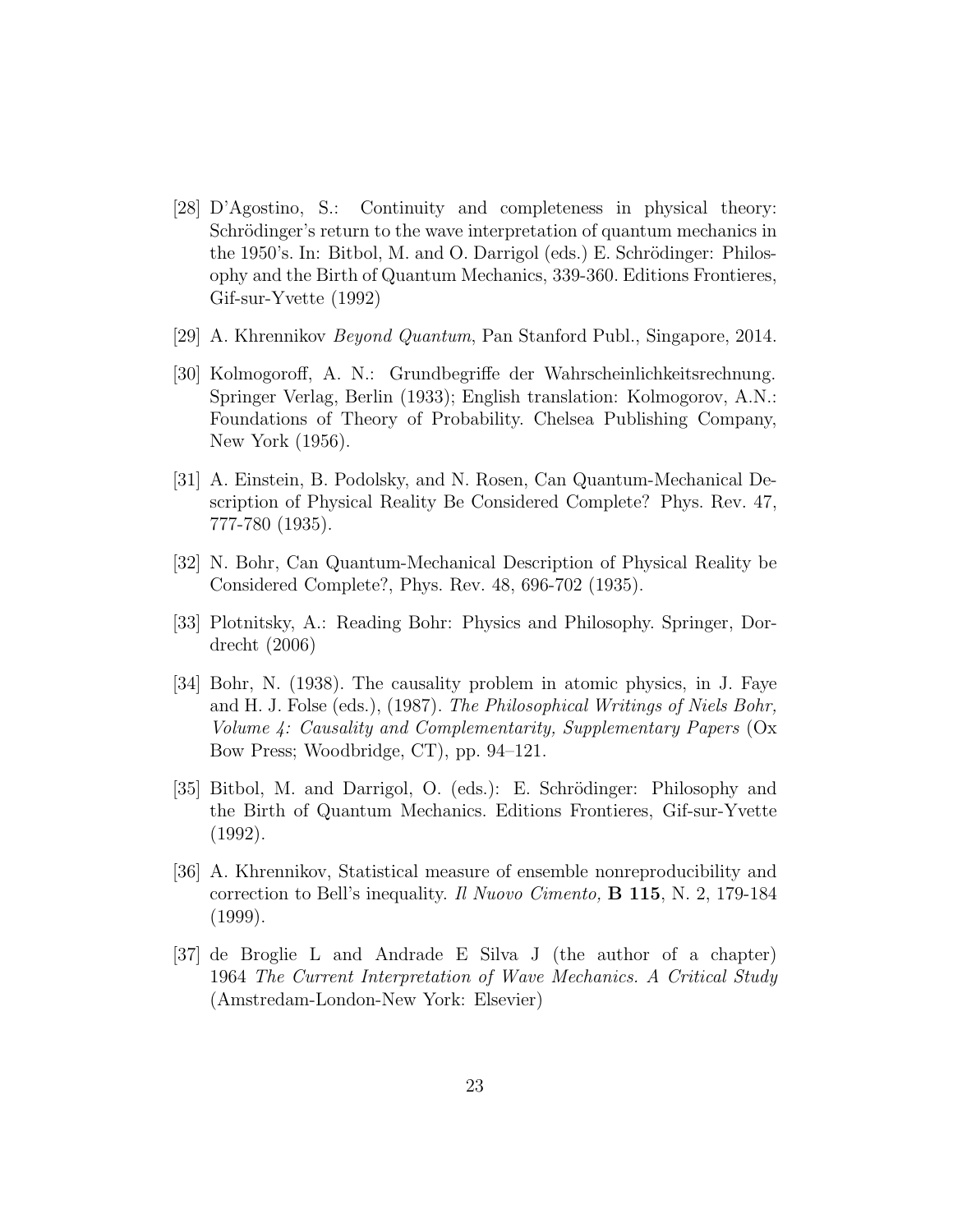[28] D'Agostino, S.: Continuity and completeness in physical theory: Schrödinger's return to the wave interpretation of quantum mechanics in the 1950's. In: Bitbol, M. and O. Darrigol (eds.) E. Schrödinger: Philosophy and the Birth of Quantum Mechanics, 339-360. Editions Frontieres, Gif-sur-Yvette (1992)

[29] A. Khrennikov *Beyond Quantum*, Pan Stanford Publ., Singapore, 2014.

[30] Kolmogoroff, A. N.: Grundbegriffe der Wahrscheinlichkeitsrechnung. Springer Verlag, Berlin (1933); English translation: Kolmogorov, A.N.: Foundations of Theory of Probability. Chelsea Publishing Company, New York (1956).

[31] A. Einstein, B. Podolsky, and N. Rosen, Can Quantum-Mechanical Description of Physical Reality Be Considered Complete? Phys. Rev. 47, 777-780 (1935).

[32] N. Bohr, Can Quantum-Mechanical Description of Physical Reality be Considered Complete?, Phys. Rev. 48, 696-702 (1935).

[33] Plotnitsky, A.: Reading Bohr: Physics and Philosophy. Springer, Dordrecht (2006)

[34] Bohr, N. (1938). The causality problem in atomic physics, in J. Faye and H. J. Folse (eds.), (1987). *The Philosophical Writings of Niels Bohr, Volume 4: Causality and Complementarity, Supplementary Papers* (Ox Bow Press; Woodbridge, CT), pp. 94–121.

[35] Bitbol, M. and Darrigol, O. (eds.): E. Schrödinger: Philosophy and the Birth of Quantum Mechanics. Editions Frontieres, Gif-sur-Yvette (1992).

[36] A. Khrennikov, Statistical measure of ensemble nonreproducibility and correction to Bell's inequality. *Il Nuovo Cimento,* **B 115**, N. 2, 179-184 (1999).

[37] de Broglie L and Andrade E Silva J (the author of a chapter) 1964 *The Current Interpretation of Wave Mechanics. A Critical Study* (Amstredam-London-New York: Elsevier)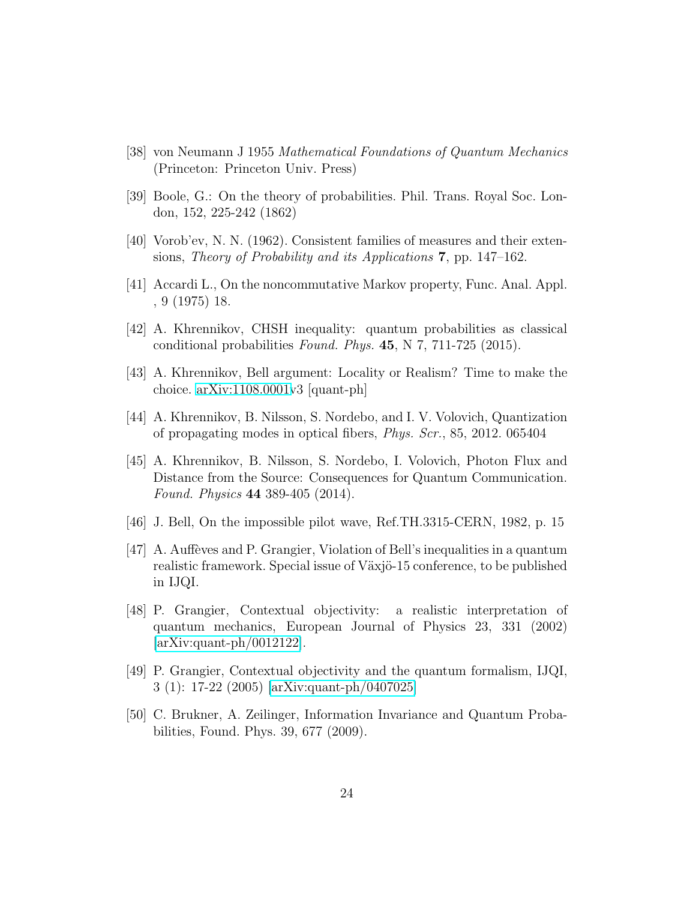[38] von Neumann J 1955 *Mathematical Foundations of Quantum Mechanics* (Princeton: Princeton Univ. Press)

[39] Boole, G.: On the theory of probabilities. Phil. Trans. Royal Soc. London, 152, 225-242 (1862)

[40] Vorob'ev, N. N. (1962). Consistent families of measures and their extensions, *Theory of Probability and its Applications* **7**, pp. 147–162.

[41] Accardi L., On the noncommutative Markov property, Func. Anal. Appl. , 9 (1975) 18.

[42] A. Khrennikov, CHSH inequality: quantum probabilities as classical conditional probabilities *Found. Phys.* **45**, N 7, 711-725 (2015).

[43] A. Khrennikov, Bell argument: Locality or Realism? Time to make the choice. arXiv:1108.0001v3 [quant-ph]

[44] A. Khrennikov, B. Nilsson, S. Nordebo, and I. V. Volovich, Quantization of propagating modes in optical fibers, *Phys. Scr.*, 85, 2012. 065404

[45] A. Khrennikov, B. Nilsson, S. Nordebo, I. Volovich, Photon Flux and Distance from the Source: Consequences for Quantum Communication. *Found. Physics* **44** 389-405 (2014).

[46] J. Bell, On the impossible pilot wave, Ref.TH.3315-CERN, 1982, p. 15

[47] A. Auffèves and P. Grangier, Violation of Bell's inequalities in a quantum realistic framework. Special issue of Växjö-15 conference, to be published in IJQI.

[48] P. Grangier, Contextual objectivity: a realistic interpretation of quantum mechanics, European Journal of Physics 23, 331 (2002) [arXiv:quant-ph/0012122].

[49] P. Grangier, Contextual objectivity and the quantum formalism, IJQI, 3 (1): 17-22 (2005) [arXiv:quant-ph/0407025]

[50] C. Brukner, A. Zeilinger, Information Invariance and Quantum Probabilities, Found. Phys. 39, 677 (2009).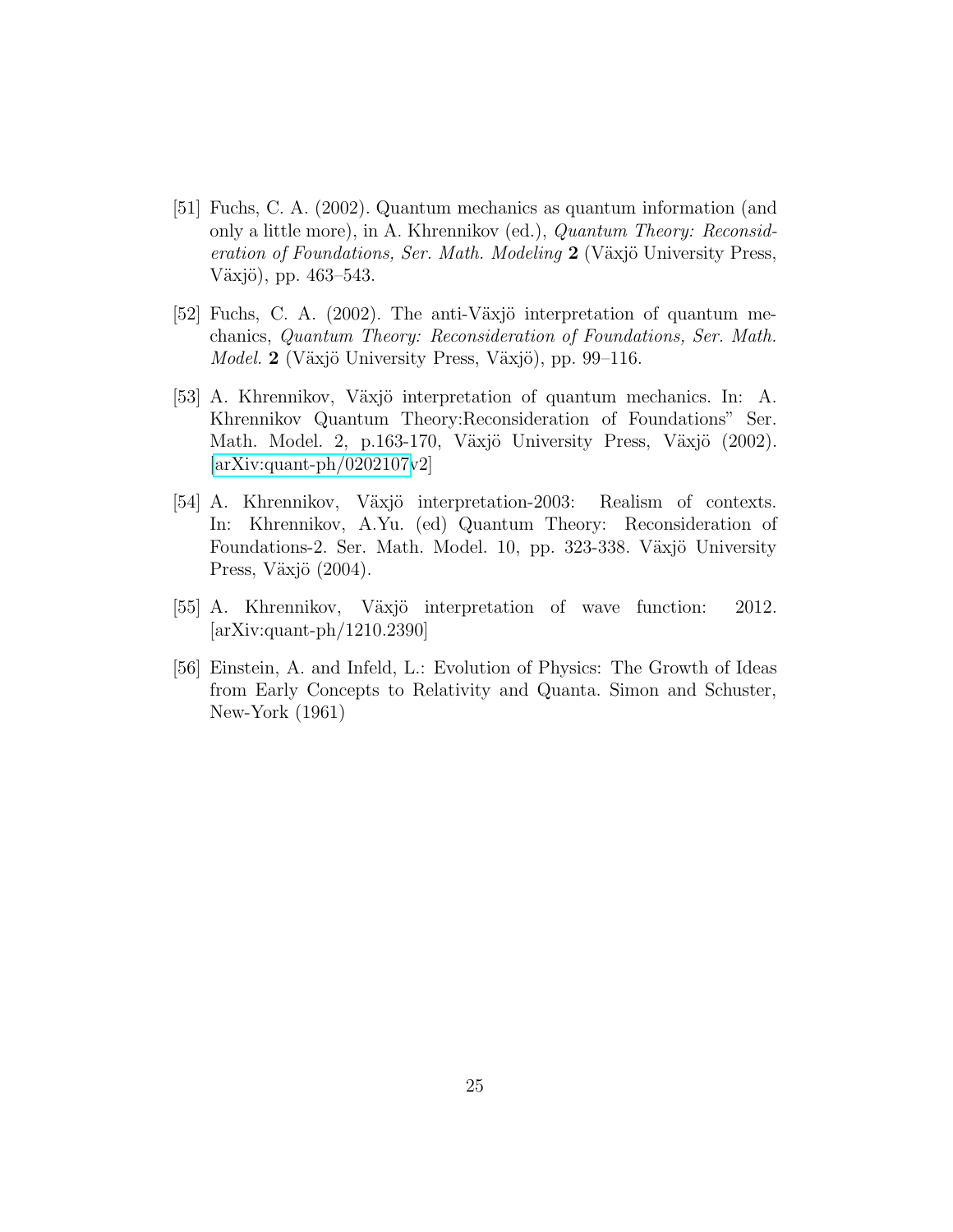[51] Fuchs, C. A. (2002). Quantum mechanics as quantum information (and only a little more), in A. Khrennikov (ed.), *Quantum Theory: Reconsideration of Foundations, Ser. Math. Modeling* **2** (Växjö University Press, Växjö), pp. 463–543.

[52] Fuchs, C. A. (2002). The anti-Växjö interpretation of quantum mechanics, *Quantum Theory: Reconsideration of Foundations, Ser. Math. Model.* **2** (Växjö University Press, Växjö), pp. 99–116.

[53] A. Khrennikov, Växjö interpretation of quantum mechanics. In: A. Khrennikov Quantum Theory:Reconsideration of Foundations" Ser. Math. Model. 2, p.163-170, Växjö University Press, Växjö (2002). [arXiv:quant-ph/0202107v2]

[54] A. Khrennikov, Växjö interpretation-2003: Realism of contexts. In: Khrennikov, A.Yu. (ed) Quantum Theory: Reconsideration of Foundations-2. Ser. Math. Model. 10, pp. 323-338. Växjö University Press, Växjö (2004).

[55] A. Khrennikov, Växjö interpretation of wave function: 2012. [arXiv:quant-ph/1210.2390]

[56] Einstein, A. and Infeld, L.: Evolution of Physics: The Growth of Ideas from Early Concepts to Relativity and Quanta. Simon and Schuster, New-York (1961)